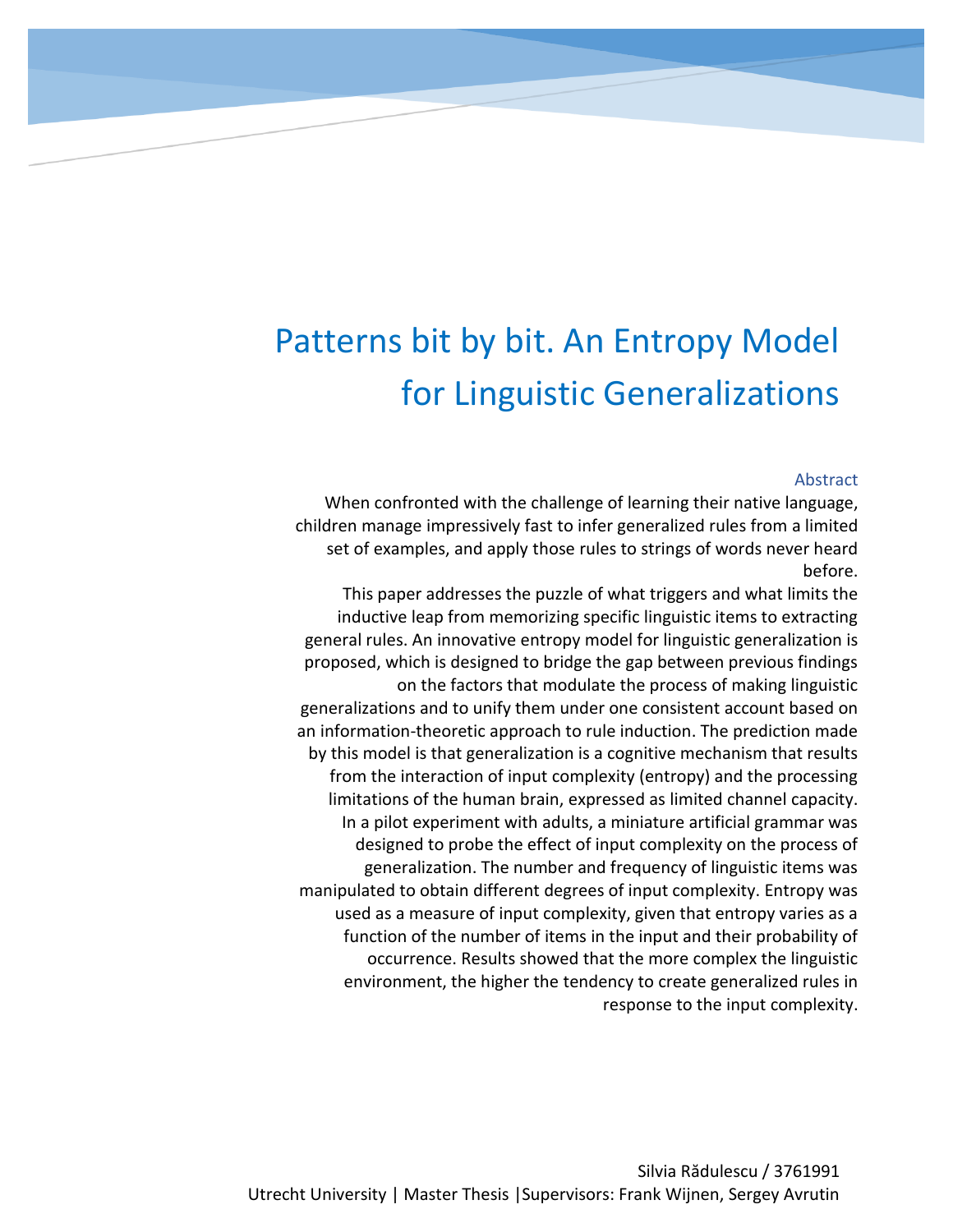# Patterns bit by bit. An Entropy Model for Linguistic Generalizations

## Abstract

When confronted with the challenge of learning their native language, children manage impressively fast to infer generalized rules from a limited set of examples, and apply those rules to strings of words never heard before.

This paper addresses the puzzle of what triggers and what limits the inductive leap from memorizing specific linguistic items to extracting general rules. An innovative entropy model for linguistic generalization is proposed, which is designed to bridge the gap between previous findings on the factors that modulate the process of making linguistic generalizations and to unify them under one consistent account based on an information-theoretic approach to rule induction. The prediction made by this model is that generalization is a cognitive mechanism that results from the interaction of input complexity (entropy) and the processing limitations of the human brain, expressed as limited channel capacity. In a pilot experiment with adults, a miniature artificial grammar was designed to probe the effect of input complexity on the process of generalization. The number and frequency of linguistic items was manipulated to obtain different degrees of input complexity. Entropy was used as a measure of input complexity, given that entropy varies as a function of the number of items in the input and their probability of occurrence. Results showed that the more complex the linguistic environment, the higher the tendency to create generalized rules in response to the input complexity.

Silvia Rădulescu / 3761991

Utrecht University | Master Thesis | Supervisors: Frank Wijnen, Sergey Avrutin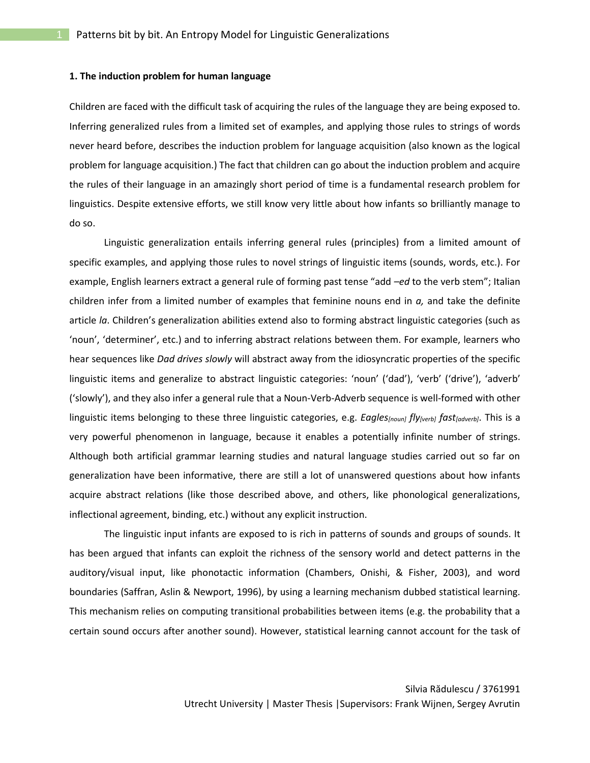### 1. The induction problem for human language

Children are faced with the difficult task of acquiring the rules of the language they are being exposed to. Inferring generalized rules from a limited set of examples, and applying those rules to strings of words never heard before, describes the induction problem for language acquisition (also known as the logical problem for language acquisition.) The fact that children can go about the induction problem and acquire the rules of their language in an amazingly short period of time is a fundamental research problem for linguistics. Despite extensive efforts, we still know very little about how infants so brilliantly manage to do so.

Linguistic generalization entails inferring general rules (principles) from a limited amount of specific examples, and applying those rules to novel strings of linguistic items (sounds, words, etc.). For example, English learners extract a general rule of forming past tense "add *–ed* to the verb stem"; Italian children infer from a limited number of examples that feminine nouns end in *a,* and take the definite article *la*. Children's generalization abilities extend also to forming abstract linguistic categories (such as 'noun', 'determiner', etc.) and to inferring abstract relations between them. For example, learners who hear sequences like *Dad drives slowly* will abstract away from the idiosyncratic properties of the specific linguistic items and generalize to abstract linguistic categories: 'noun' ('dad'), 'verb' ('drive'), 'adverb' ('slowly'), and they also infer a general rule that a Noun-Verb-Adverb sequence is well-formed with other linguistic items belonging to these three linguistic categories, e.g. ***Eagles****[noun]* ***fly****[verb]* ***fast****[adverb]*. This is a very powerful phenomenon in language, because it enables a potentially infinite number of strings. Although both artificial grammar learning studies and natural language studies carried out so far on generalization have been informative, there are still a lot of unanswered questions about how infants acquire abstract relations (like those described above, and others, like phonological generalizations, inflectional agreement, binding, etc.) without any explicit instruction.

The linguistic input infants are exposed to is rich in patterns of sounds and groups of sounds. It has been argued that infants can exploit the richness of the sensory world and detect patterns in the auditory/visual input, like phonotactic information (Chambers, Onishi, & Fisher, 2003), and word boundaries (Saffran, Aslin & Newport, 1996), by using a learning mechanism dubbed statistical learning. This mechanism relies on computing transitional probabilities between items (e.g. the probability that a certain sound occurs after another sound). However, statistical learning cannot account for the task of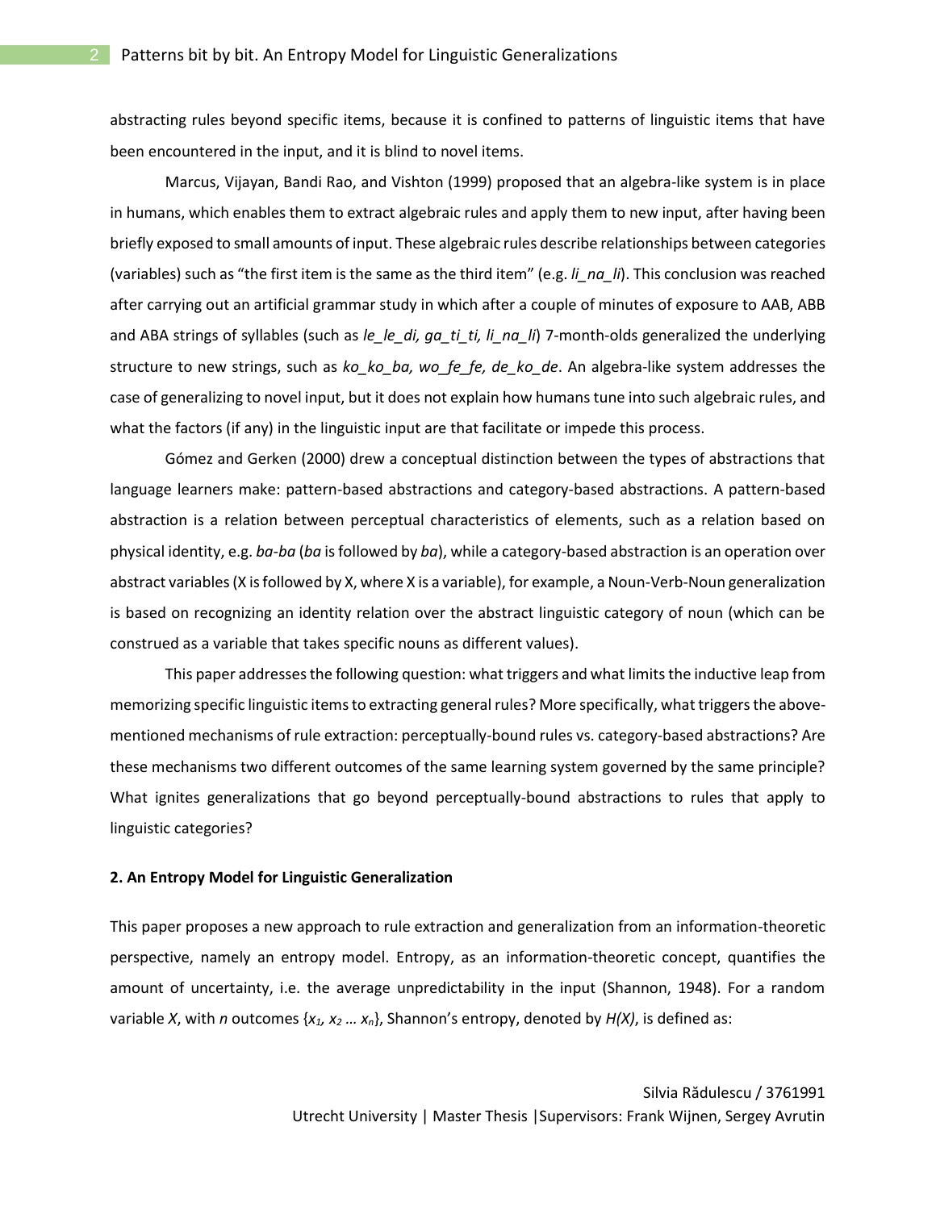abstracting rules beyond specific items, because it is confined to patterns of linguistic items that have been encountered in the input, and it is blind to novel items.

Marcus, Vijayan, Bandi Rao, and Vishton (1999) proposed that an algebra-like system is in place in humans, which enables them to extract algebraic rules and apply them to new input, after having been briefly exposed to small amounts of input. These algebraic rules describe relationships between categories (variables) such as "the first item is the same as the third item" (e.g. *li_na_li*). This conclusion was reached after carrying out an artificial grammar study in which after a couple of minutes of exposure to AAB, ABB and ABA strings of syllables (such as *le_le_di, ga_ti_ti, li_na_li*) 7-month-olds generalized the underlying structure to new strings, such as *ko_ko_ba, wo_fe_fe, de_ko_de*. An algebra-like system addresses the case of generalizing to novel input, but it does not explain how humans tune into such algebraic rules, and what the factors (if any) in the linguistic input are that facilitate or impede this process.

Gómez and Gerken (2000) drew a conceptual distinction between the types of abstractions that language learners make: pattern-based abstractions and category-based abstractions. A pattern-based abstraction is a relation between perceptual characteristics of elements, such as a relation based on physical identity, e.g. *ba-ba* (*ba* is followed by *ba*), while a category-based abstraction is an operation over abstract variables (X is followed by X, where X is a variable), for example, a Noun-Verb-Noun generalization is based on recognizing an identity relation over the abstract linguistic category of noun (which can be construed as a variable that takes specific nouns as different values).

This paper addresses the following question: what triggers and what limits the inductive leap from memorizing specific linguistic items to extracting general rules? More specifically, what triggers the above-mentioned mechanisms of rule extraction: perceptually-bound rules vs. category-based abstractions? Are these mechanisms two different outcomes of the same learning system governed by the same principle? What ignites generalizations that go beyond perceptually-bound abstractions to rules that apply to linguistic categories?

**2. An Entropy Model for Linguistic Generalization**

This paper proposes a new approach to rule extraction and generalization from an information-theoretic perspective, namely an entropy model. Entropy, as an information-theoretic concept, quantifies the amount of uncertainty, i.e. the average unpredictability in the input (Shannon, 1948). For a random variable $X$, with $n$ outcomes $\{x_1, x_2 \ldots x_n\}$, Shannon's entropy, denoted by $H(X)$, is defined as: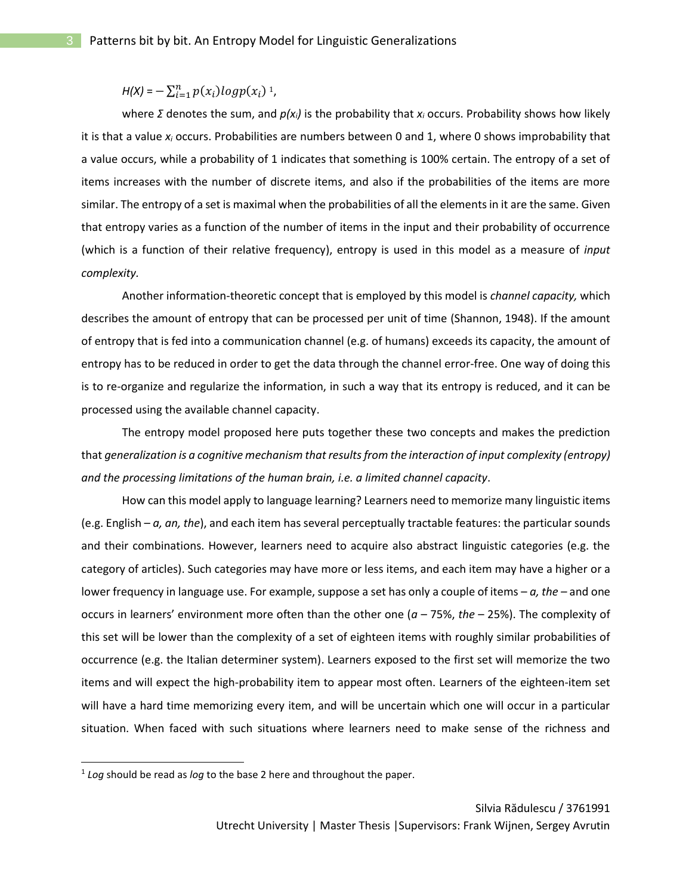$H(X) = -\sum_{i=1}^{n} p(x_i) log p(x_i)$ [1],

where $\Sigma$ denotes the sum, and $p(x_i)$ is the probability that $x_i$ occurs. Probability shows how likely it is that a value $x_i$ occurs. Probabilities are numbers between 0 and 1, where 0 shows improbability that a value occurs, while a probability of 1 indicates that something is 100% certain. The entropy of a set of items increases with the number of discrete items, and also if the probabilities of the items are more similar. The entropy of a set is maximal when the probabilities of all the elements in it are the same. Given that entropy varies as a function of the number of items in the input and their probability of occurrence (which is a function of their relative frequency), entropy is used in this model as a measure of *input complexity.*

Another information-theoretic concept that is employed by this model is *channel capacity,* which describes the amount of entropy that can be processed per unit of time (Shannon, 1948). If the amount of entropy that is fed into a communication channel (e.g. of humans) exceeds its capacity, the amount of entropy has to be reduced in order to get the data through the channel error-free. One way of doing this is to re-organize and regularize the information, in such a way that its entropy is reduced, and it can be processed using the available channel capacity.

The entropy model proposed here puts together these two concepts and makes the prediction that *generalization is a cognitive mechanism that results from the interaction of input complexity (entropy) and the processing limitations of the human brain, i.e. a limited channel capacity*.

How can this model apply to language learning? Learners need to memorize many linguistic items (e.g. English – *a, an, the*), and each item has several perceptually tractable features: the particular sounds and their combinations. However, learners need to acquire also abstract linguistic categories (e.g. the category of articles). Such categories may have more or less items, and each item may have a higher or a lower frequency in language use. For example, suppose a set has only a couple of items – *a, the* – and one occurs in learners' environment more often than the other one (*a* – 75%, *the* – 25%). The complexity of this set will be lower than the complexity of a set of eighteen items with roughly similar probabilities of occurrence (e.g. the Italian determiner system). Learners exposed to the first set will memorize the two items and will expect the high-probability item to appear most often. Learners of the eighteen-item set will have a hard time memorizing every item, and will be uncertain which one will occur in a particular situation. When faced with such situations where learners need to make sense of the richness and

---

[1] *Log* should be read as *log* to the base 2 here and throughout the paper.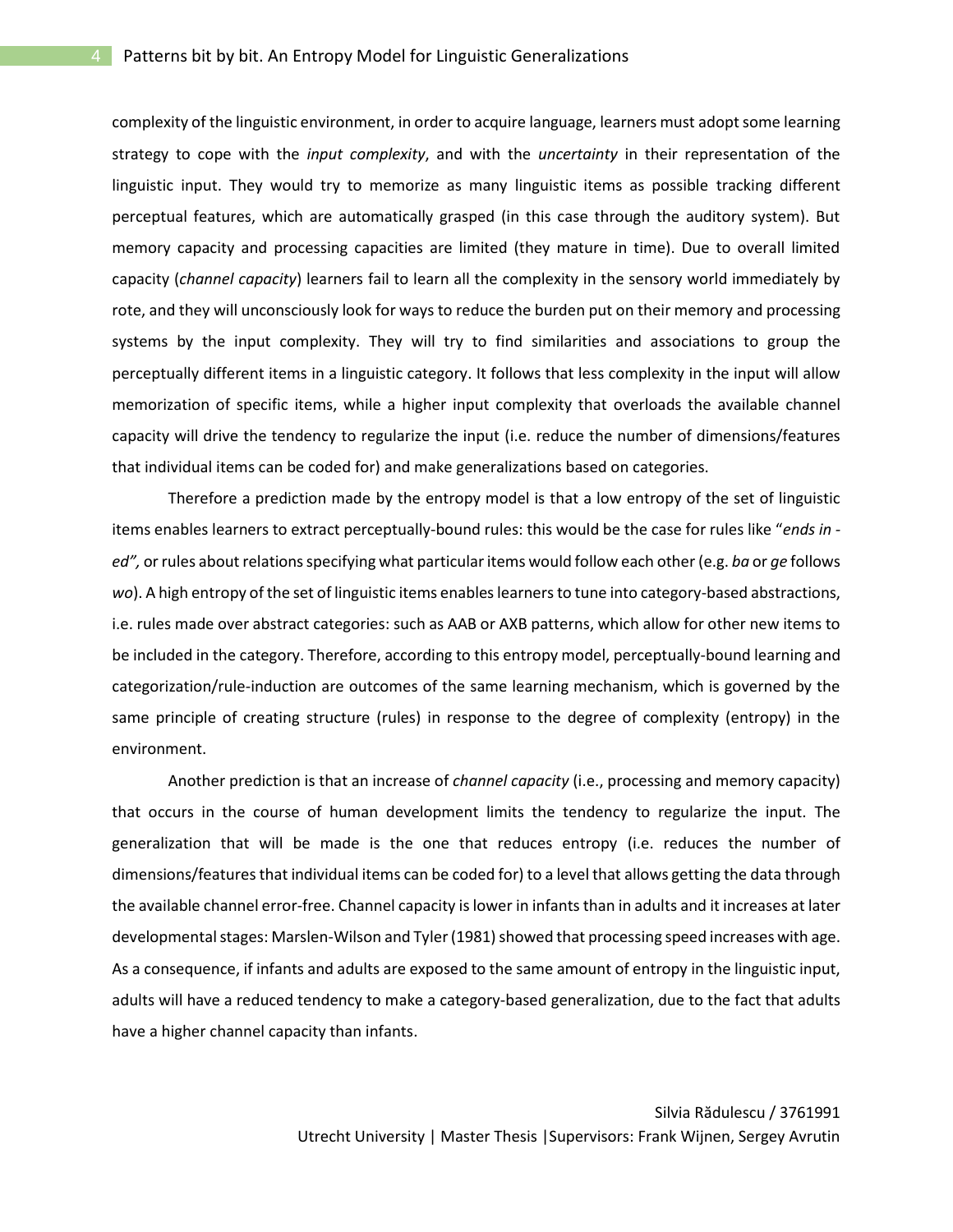complexity of the linguistic environment, in order to acquire language, learners must adopt some learning strategy to cope with the *input complexity*, and with the *uncertainty* in their representation of the linguistic input. They would try to memorize as many linguistic items as possible tracking different perceptual features, which are automatically grasped (in this case through the auditory system). But memory capacity and processing capacities are limited (they mature in time). Due to overall limited capacity (*channel capacity*) learners fail to learn all the complexity in the sensory world immediately by rote, and they will unconsciously look for ways to reduce the burden put on their memory and processing systems by the input complexity. They will try to find similarities and associations to group the perceptually different items in a linguistic category. It follows that less complexity in the input will allow memorization of specific items, while a higher input complexity that overloads the available channel capacity will drive the tendency to regularize the input (i.e. reduce the number of dimensions/features that individual items can be coded for) and make generalizations based on categories.

Therefore a prediction made by the entropy model is that a low entropy of the set of linguistic items enables learners to extract perceptually-bound rules: this would be the case for rules like "*ends in -ed",* or rules about relations specifying what particular items would follow each other (e.g. *ba* or *ge* follows *wo*). A high entropy of the set of linguistic items enables learners to tune into category-based abstractions, i.e. rules made over abstract categories: such as AAB or AXB patterns, which allow for other new items to be included in the category. Therefore, according to this entropy model, perceptually-bound learning and categorization/rule-induction are outcomes of the same learning mechanism, which is governed by the same principle of creating structure (rules) in response to the degree of complexity (entropy) in the environment.

Another prediction is that an increase of *channel capacity* (i.e., processing and memory capacity) that occurs in the course of human development limits the tendency to regularize the input. The generalization that will be made is the one that reduces entropy (i.e. reduces the number of dimensions/features that individual items can be coded for) to a level that allows getting the data through the available channel error-free. Channel capacity is lower in infants than in adults and it increases at later developmental stages: Marslen-Wilson and Tyler (1981) showed that processing speed increases with age. As a consequence, if infants and adults are exposed to the same amount of entropy in the linguistic input, adults will have a reduced tendency to make a category-based generalization, due to the fact that adults have a higher channel capacity than infants.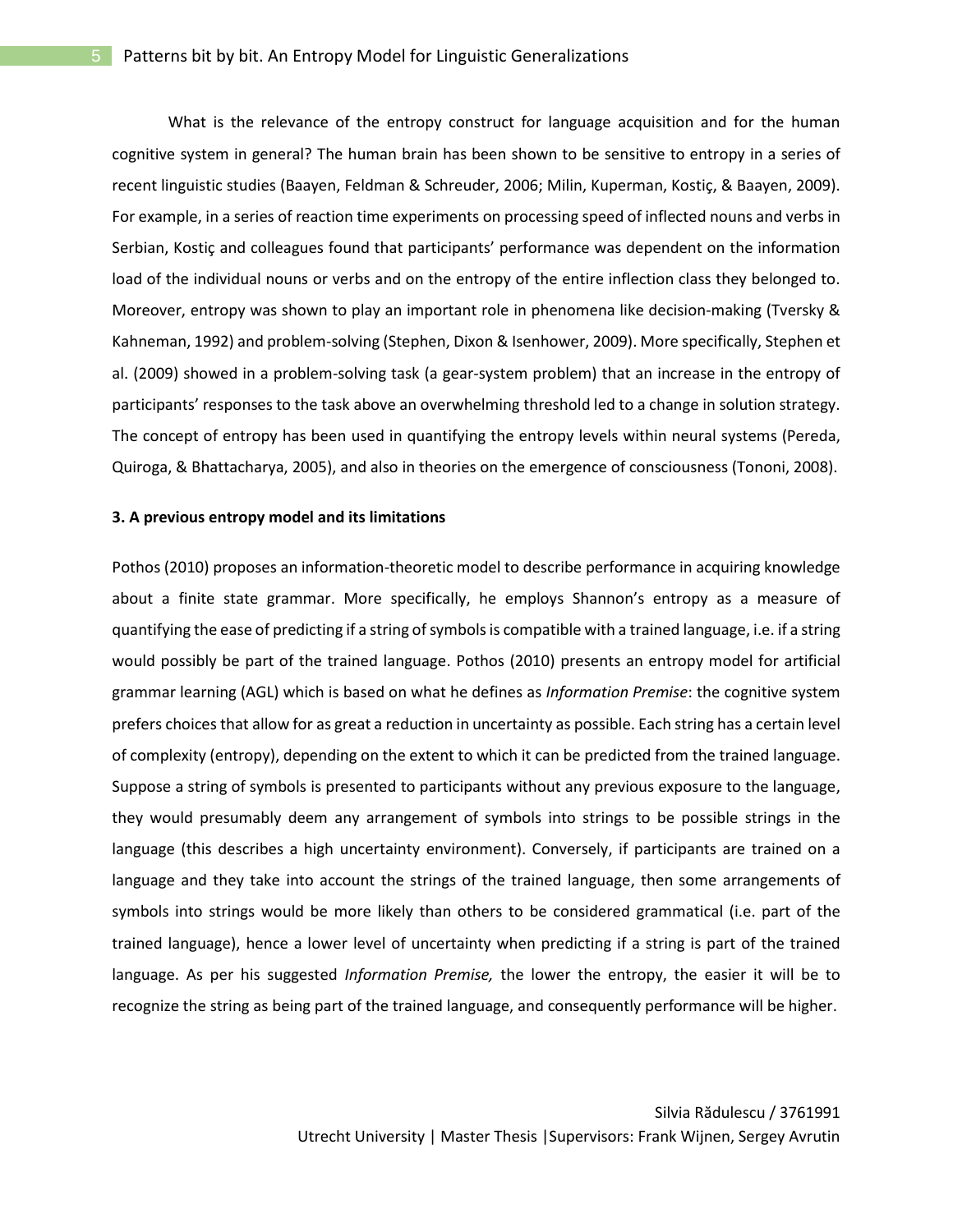What is the relevance of the entropy construct for language acquisition and for the human cognitive system in general? The human brain has been shown to be sensitive to entropy in a series of recent linguistic studies (Baayen, Feldman & Schreuder, 2006; Milin, Kuperman, Kostiç, & Baayen, 2009). For example, in a series of reaction time experiments on processing speed of inflected nouns and verbs in Serbian, Kostiç and colleagues found that participants' performance was dependent on the information load of the individual nouns or verbs and on the entropy of the entire inflection class they belonged to. Moreover, entropy was shown to play an important role in phenomena like decision-making (Tversky & Kahneman, 1992) and problem-solving (Stephen, Dixon & Isenhower, 2009). More specifically, Stephen et al. (2009) showed in a problem-solving task (a gear-system problem) that an increase in the entropy of participants' responses to the task above an overwhelming threshold led to a change in solution strategy. The concept of entropy has been used in quantifying the entropy levels within neural systems (Pereda, Quiroga, & Bhattacharya, 2005), and also in theories on the emergence of consciousness (Tononi, 2008).

### 3. A previous entropy model and its limitations

Pothos (2010) proposes an information-theoretic model to describe performance in acquiring knowledge about a finite state grammar. More specifically, he employs Shannon's entropy as a measure of quantifying the ease of predicting if a string of symbols is compatible with a trained language, i.e. if a string would possibly be part of the trained language. Pothos (2010) presents an entropy model for artificial grammar learning (AGL) which is based on what he defines as *Information Premise*: the cognitive system prefers choices that allow for as great a reduction in uncertainty as possible. Each string has a certain level of complexity (entropy), depending on the extent to which it can be predicted from the trained language. Suppose a string of symbols is presented to participants without any previous exposure to the language, they would presumably deem any arrangement of symbols into strings to be possible strings in the language (this describes a high uncertainty environment). Conversely, if participants are trained on a language and they take into account the strings of the trained language, then some arrangements of symbols into strings would be more likely than others to be considered grammatical (i.e. part of the trained language), hence a lower level of uncertainty when predicting if a string is part of the trained language. As per his suggested *Information Premise,* the lower the entropy, the easier it will be to recognize the string as being part of the trained language, and consequently performance will be higher.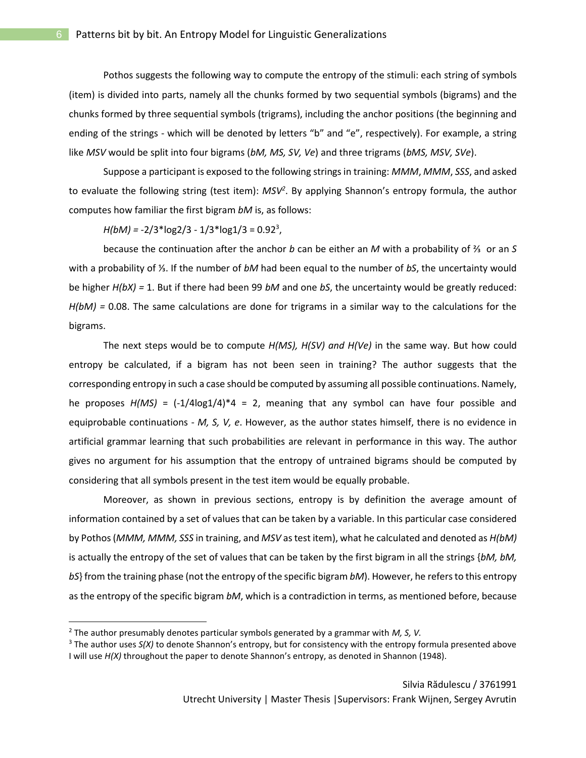Pothos suggests the following way to compute the entropy of the stimuli: each string of symbols (item) is divided into parts, namely all the chunks formed by two sequential symbols (bigrams) and the chunks formed by three sequential symbols (trigrams), including the anchor positions (the beginning and ending of the strings - which will be denoted by letters "b" and "e", respectively). For example, a string like *MSV* would be split into four bigrams (*bM, MS, SV, Ve*) and three trigrams (*bMS, MSV, SVe*).

Suppose a participant is exposed to the following strings in training: *MMM*, *MMM*, *SSS*, and asked to evaluate the following string (test item): *MSV*[2]. By applying Shannon's entropy formula, the author computes how familiar the first bigram *bM* is, as follows:

$H(bM) = -2/3*\log 2/3 - 1/3*\log 1/3 = 0.92$[3],

because the continuation after the anchor *b* can be either an *M* with a probability of ⅔ or an *S* with a probability of ⅓. If the number of *bM* had been equal to the number of *bS*, the uncertainty would be higher $H(bX) = 1$. But if there had been 99 *bM* and one *bS*, the uncertainty would be greatly reduced: $H(bM) = 0.08$. The same calculations are done for trigrams in a similar way to the calculations for the bigrams.

The next steps would be to compute *H(MS), H(SV) and H(Ve)* in the same way. But how could entropy be calculated, if a bigram has not been seen in training? The author suggests that the corresponding entropy in such a case should be computed by assuming all possible continuations. Namely, he proposes $H(MS) = (-1/4\log 1/4)*4 = 2$, meaning that any symbol can have four possible and equiprobable continuations - *M, S, V, e*. However, as the author states himself, there is no evidence in artificial grammar learning that such probabilities are relevant in performance in this way. The author gives no argument for his assumption that the entropy of untrained bigrams should be computed by considering that all symbols present in the test item would be equally probable.

Moreover, as shown in previous sections, entropy is by definition the average amount of information contained by a set of values that can be taken by a variable. In this particular case considered by Pothos (*MMM, MMM, SSS* in training, and *MSV* as test item), what he calculated and denoted as *H(bM)* is actually the entropy of the set of values that can be taken by the first bigram in all the strings {*bM, bM, bS*} from the training phase (not the entropy of the specific bigram *bM*). However, he refers to this entropy as the entropy of the specific bigram *bM*, which is a contradiction in terms, as mentioned before, because

---

[2] The author presumably denotes particular symbols generated by a grammar with *M, S, V*.

[3] The author uses *S(X)* to denote Shannon's entropy, but for consistency with the entropy formula presented above I will use *H(X)* throughout the paper to denote Shannon's entropy, as denoted in Shannon (1948).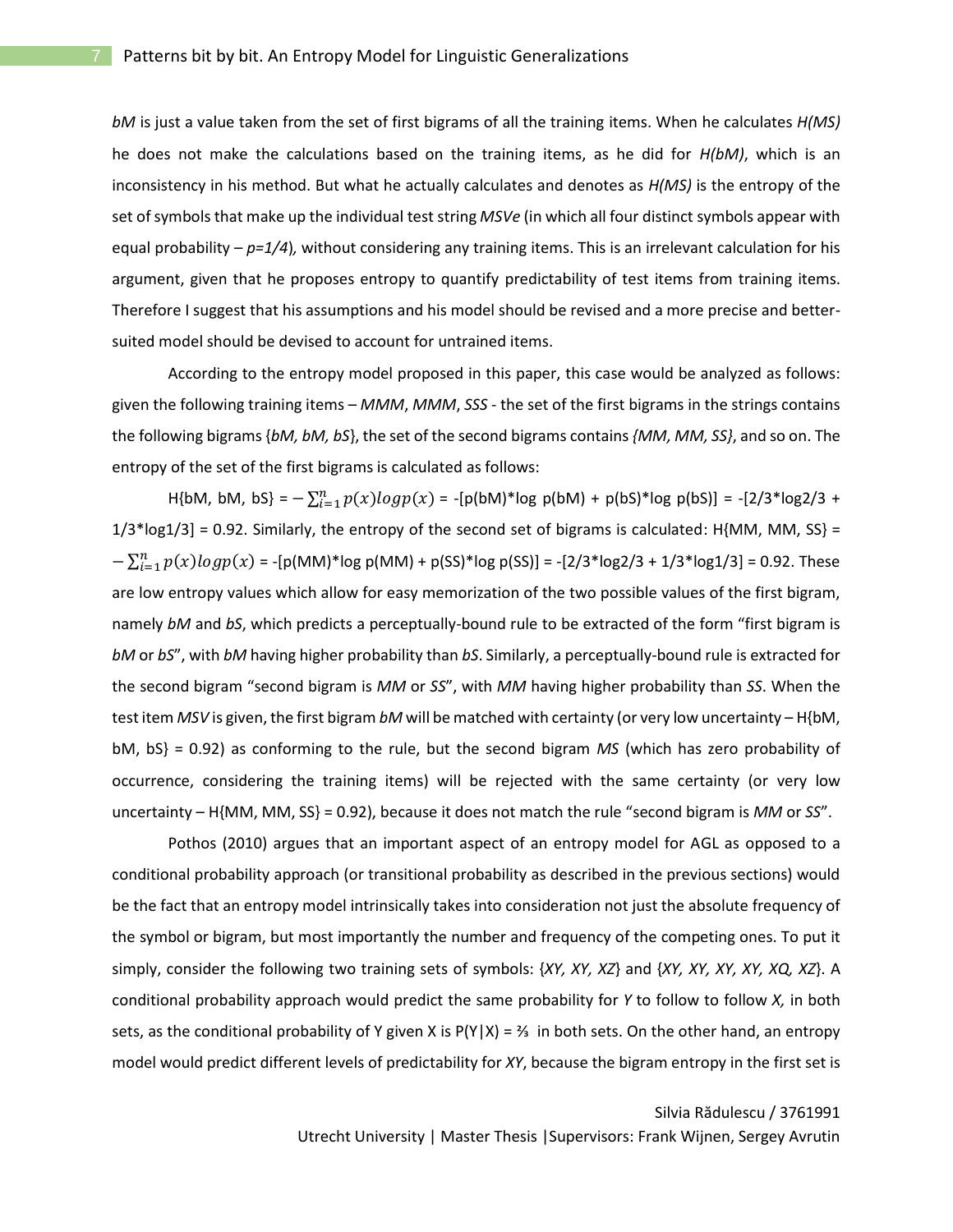*bM* is just a value taken from the set of first bigrams of all the training items. When he calculates *H(MS)* he does not make the calculations based on the training items, as he did for *H(bM)*, which is an inconsistency in his method. But what he actually calculates and denotes as *H(MS)* is the entropy of the set of symbols that make up the individual test string *MSVe* (in which all four distinct symbols appear with equal probability – *p=1/4*), without considering any training items. This is an irrelevant calculation for his argument, given that he proposes entropy to quantify predictability of test items from training items. Therefore I suggest that his assumptions and his model should be revised and a more precise and better-suited model should be devised to account for untrained items.

According to the entropy model proposed in this paper, this case would be analyzed as follows: given the following training items – *MMM*, *MMM*, *SSS* - the set of the first bigrams in the strings contains the following bigrams {*bM, bM, bS*}, the set of the second bigrams contains *{MM, MM, SS}*, and so on. The entropy of the set of the first bigrams is calculated as follows:

H{bM, bM, bS} = $-\sum_{i=1}^{n} p(x) log p(x)$ = -[p(bM)*log p(bM) + p(bS)*log p(bS)] = -[2/3*log2/3 + 1/3*log1/3] = 0.92. Similarly, the entropy of the second set of bigrams is calculated: H{MM, MM, SS} = $-\sum_{i=1}^{n} p(x) log p(x)$ = -[p(MM)*log p(MM) + p(SS)*log p(SS)] = -[2/3*log2/3 + 1/3*log1/3] = 0.92. These are low entropy values which allow for easy memorization of the two possible values of the first bigram, namely *bM* and *bS*, which predicts a perceptually-bound rule to be extracted of the form "first bigram is *bM* or *bS*", with *bM* having higher probability than *bS*. Similarly, a perceptually-bound rule is extracted for the second bigram "second bigram is *MM* or *SS*", with *MM* having higher probability than *SS*. When the test item *MSV* is given, the first bigram *bM* will be matched with certainty (or very low uncertainty – H{bM, bM, bS} = 0.92) as conforming to the rule, but the second bigram *MS* (which has zero probability of occurrence, considering the training items) will be rejected with the same certainty (or very low uncertainty – H{MM, MM, SS} = 0.92), because it does not match the rule "second bigram is *MM* or *SS*".

Pothos (2010) argues that an important aspect of an entropy model for AGL as opposed to a conditional probability approach (or transitional probability as described in the previous sections) would be the fact that an entropy model intrinsically takes into consideration not just the absolute frequency of the symbol or bigram, but most importantly the number and frequency of the competing ones. To put it simply, consider the following two training sets of symbols: {*XY, XY, XZ*} and {*XY, XY, XY, XY, XQ, XZ*}. A conditional probability approach would predict the same probability for *Y* to follow to follow *X,* in both sets, as the conditional probability of Y given X is P(Y|X) = ⅔ in both sets. On the other hand, an entropy model would predict different levels of predictability for *XY*, because the bigram entropy in the first set is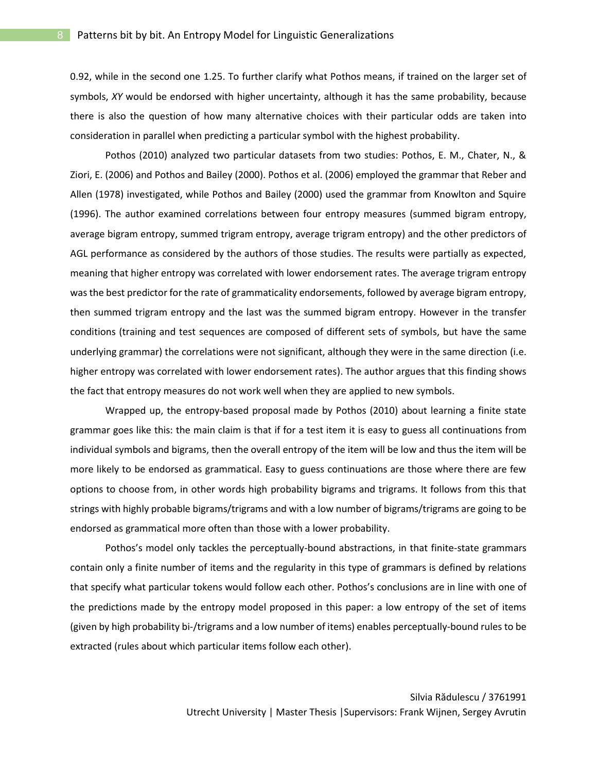0.92, while in the second one 1.25. To further clarify what Pothos means, if trained on the larger set of symbols, *XY* would be endorsed with higher uncertainty, although it has the same probability, because there is also the question of how many alternative choices with their particular odds are taken into consideration in parallel when predicting a particular symbol with the highest probability.

Pothos (2010) analyzed two particular datasets from two studies: Pothos, E. M., Chater, N., & Ziori, E. (2006) and Pothos and Bailey (2000). Pothos et al. (2006) employed the grammar that Reber and Allen (1978) investigated, while Pothos and Bailey (2000) used the grammar from Knowlton and Squire (1996). The author examined correlations between four entropy measures (summed bigram entropy, average bigram entropy, summed trigram entropy, average trigram entropy) and the other predictors of AGL performance as considered by the authors of those studies. The results were partially as expected, meaning that higher entropy was correlated with lower endorsement rates. The average trigram entropy was the best predictor for the rate of grammaticality endorsements, followed by average bigram entropy, then summed trigram entropy and the last was the summed bigram entropy. However in the transfer conditions (training and test sequences are composed of different sets of symbols, but have the same underlying grammar) the correlations were not significant, although they were in the same direction (i.e. higher entropy was correlated with lower endorsement rates). The author argues that this finding shows the fact that entropy measures do not work well when they are applied to new symbols.

Wrapped up, the entropy-based proposal made by Pothos (2010) about learning a finite state grammar goes like this: the main claim is that if for a test item it is easy to guess all continuations from individual symbols and bigrams, then the overall entropy of the item will be low and thus the item will be more likely to be endorsed as grammatical. Easy to guess continuations are those where there are few options to choose from, in other words high probability bigrams and trigrams. It follows from this that strings with highly probable bigrams/trigrams and with a low number of bigrams/trigrams are going to be endorsed as grammatical more often than those with a lower probability.

Pothos's model only tackles the perceptually-bound abstractions, in that finite-state grammars contain only a finite number of items and the regularity in this type of grammars is defined by relations that specify what particular tokens would follow each other. Pothos's conclusions are in line with one of the predictions made by the entropy model proposed in this paper: a low entropy of the set of items (given by high probability bi-/trigrams and a low number of items) enables perceptually-bound rules to be extracted (rules about which particular items follow each other).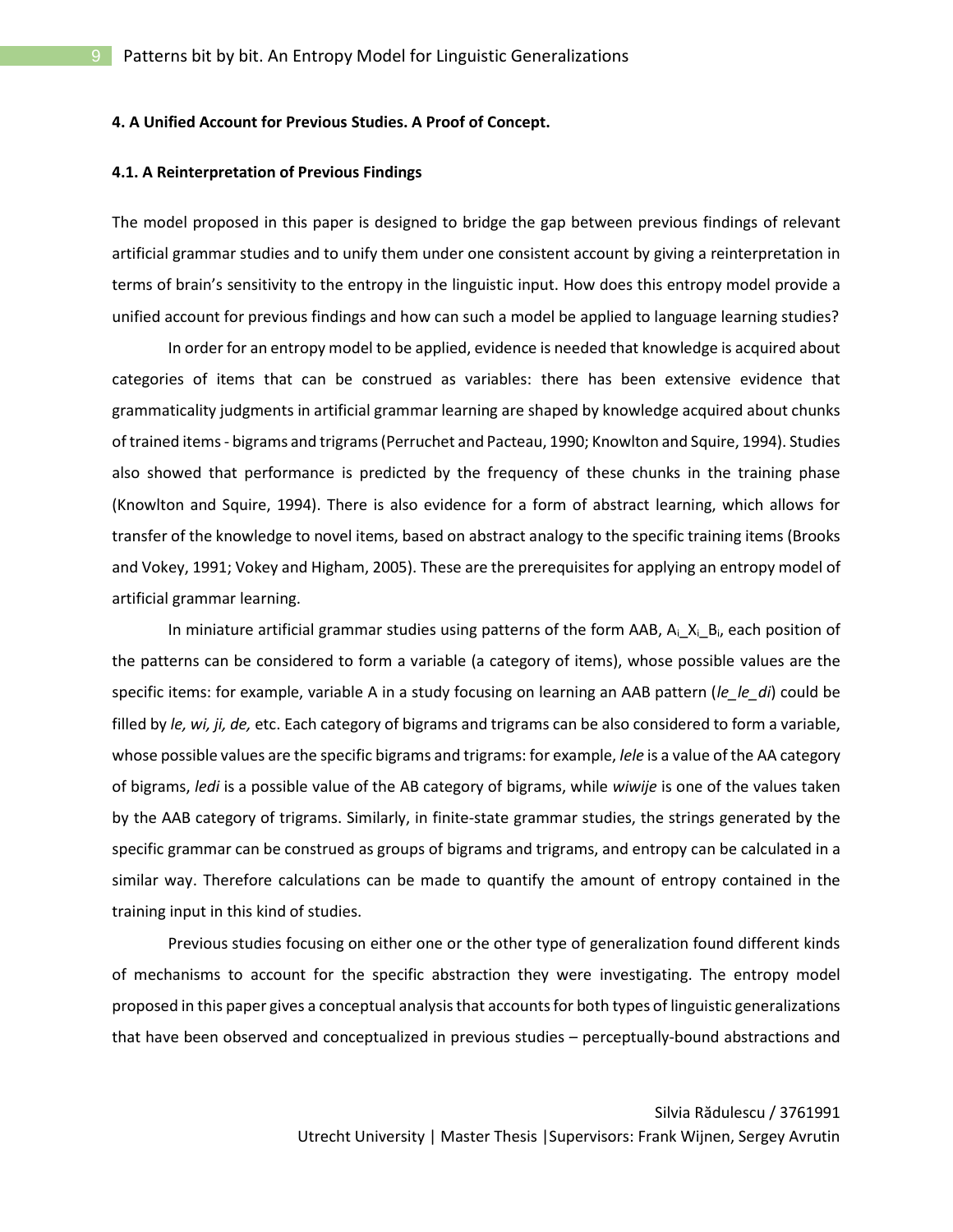**4. A Unified Account for Previous Studies. A Proof of Concept.**

**4.1. A Reinterpretation of Previous Findings**

The model proposed in this paper is designed to bridge the gap between previous findings of relevant artificial grammar studies and to unify them under one consistent account by giving a reinterpretation in terms of brain's sensitivity to the entropy in the linguistic input. How does this entropy model provide a unified account for previous findings and how can such a model be applied to language learning studies?

In order for an entropy model to be applied, evidence is needed that knowledge is acquired about categories of items that can be construed as variables: there has been extensive evidence that grammaticality judgments in artificial grammar learning are shaped by knowledge acquired about chunks of trained items - bigrams and trigrams (Perruchet and Pacteau, 1990; Knowlton and Squire, 1994). Studies also showed that performance is predicted by the frequency of these chunks in the training phase (Knowlton and Squire, 1994). There is also evidence for a form of abstract learning, which allows for transfer of the knowledge to novel items, based on abstract analogy to the specific training items (Brooks and Vokey, 1991; Vokey and Higham, 2005). These are the prerequisites for applying an entropy model of artificial grammar learning.

In miniature artificial grammar studies using patterns of the form AAB, $A_i\_X_i\_B_i$, each position of the patterns can be considered to form a variable (a category of items), whose possible values are the specific items: for example, variable A in a study focusing on learning an AAB pattern (*le_le_di*) could be filled by *le, wi, ji, de,* etc. Each category of bigrams and trigrams can be also considered to form a variable, whose possible values are the specific bigrams and trigrams: for example, *lele* is a value of the AA category of bigrams, *ledi* is a possible value of the AB category of bigrams, while *wiwije* is one of the values taken by the AAB category of trigrams. Similarly, in finite-state grammar studies, the strings generated by the specific grammar can be construed as groups of bigrams and trigrams, and entropy can be calculated in a similar way. Therefore calculations can be made to quantify the amount of entropy contained in the training input in this kind of studies.

Previous studies focusing on either one or the other type of generalization found different kinds of mechanisms to account for the specific abstraction they were investigating. The entropy model proposed in this paper gives a conceptual analysis that accounts for both types of linguistic generalizations that have been observed and conceptualized in previous studies – perceptually-bound abstractions and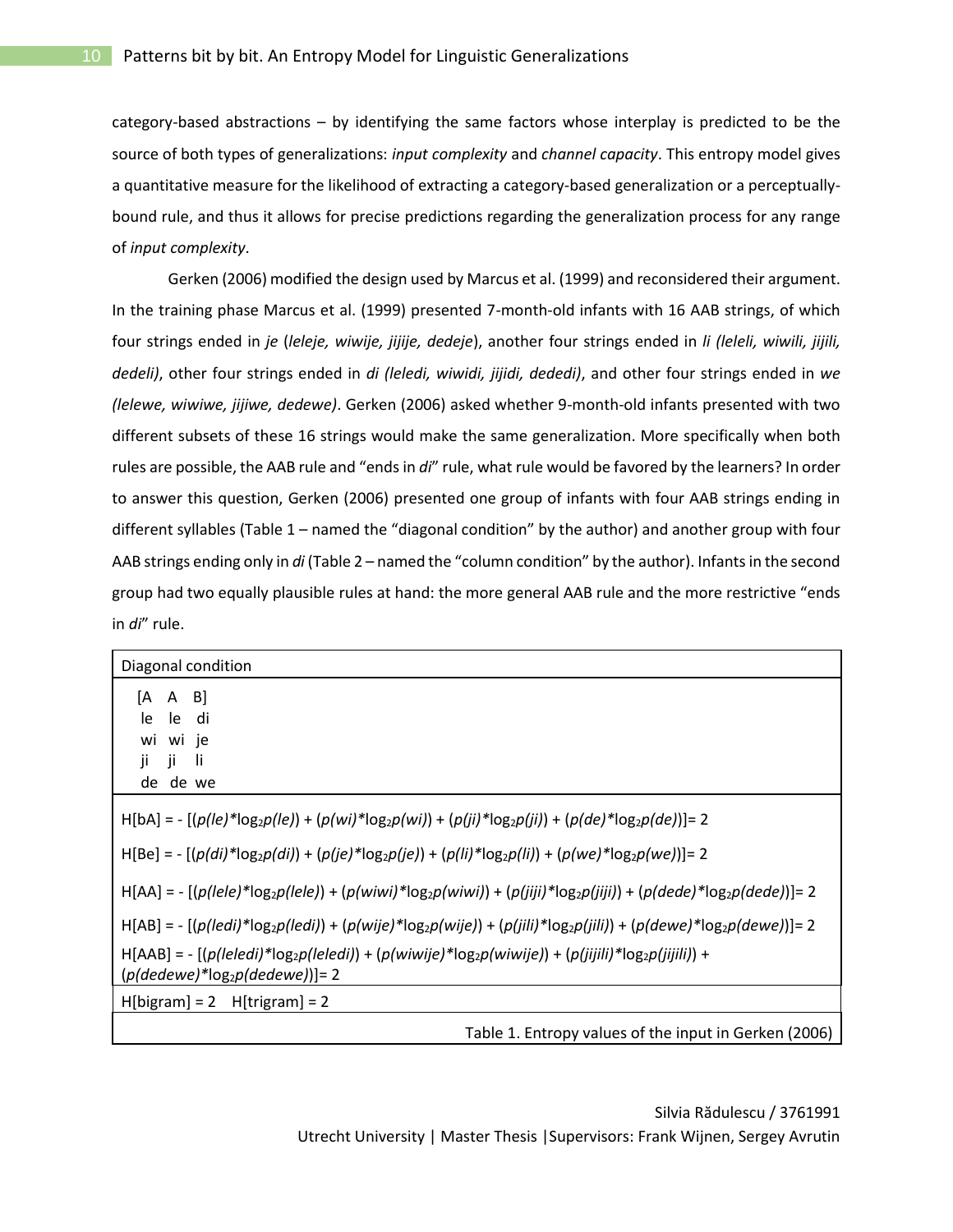category-based abstractions – by identifying the same factors whose interplay is predicted to be the source of both types of generalizations: *input complexity* and *channel capacity*. This entropy model gives a quantitative measure for the likelihood of extracting a category-based generalization or a perceptually-bound rule, and thus it allows for precise predictions regarding the generalization process for any range of *input complexity*.

Gerken (2006) modified the design used by Marcus et al. (1999) and reconsidered their argument. In the training phase Marcus et al. (1999) presented 7-month-old infants with 16 AAB strings, of which four strings ended in *je* (*leleje, wiwije, jijije, dedeje*), another four strings ended in *li (leleli, wiwili, jijili, dedeli)*, other four strings ended in *di (leledi, wiwidi, jijidi, dededi)*, and other four strings ended in *we (lelewe, wiwiwe, jijiwe, dedewe)*. Gerken (2006) asked whether 9-month-old infants presented with two different subsets of these 16 strings would make the same generalization. More specifically when both rules are possible, the AAB rule and "ends in *di*" rule, what rule would be favored by the learners? In order to answer this question, Gerken (2006) presented one group of infants with four AAB strings ending in different syllables (Table 1 – named the "diagonal condition" by the author) and another group with four AAB strings ending only in *di* (Table 2 – named the "column condition" by the author). Infants in the second group had two equally plausible rules at hand: the more general AAB rule and the more restrictive "ends in *di*" rule.

| Diagonal condition |
|---|
| [A A B]<br>le le di<br>wi wi je<br>ji ji li<br>de de we |
| $H[bA] = -[(p(le)*\log_2 p(le)) + (p(wi)*\log_2 p(wi)) + (p(ji)*\log_2 p(ji)) + (p(de)*\log_2 p(de))] = 2$ |
| $H[Be] = -[(p(di)*\log_2 p(di)) + (p(je)*\log_2 p(je)) + (p(li)*\log_2 p(li)) + (p(we)*\log_2 p(we))] = 2$ |
| $H[AA] = -[(p(lele)*\log_2 p(lele)) + (p(wiwi)*\log_2 p(wiwi)) + (p(jiji)*\log_2 p(jiji)) + (p(dede)*\log_2 p(dede))] = 2$ |
| $H[AB] = -[(p(ledi)*\log_2 p(ledi)) + (p(wije)*\log_2 p(wije)) + (p(jili)*\log_2 p(jili)) + (p(dewe)*\log_2 p(dewe))] = 2$ |
| $H[AAB] = -[(p(leledi)*\log_2 p(leledi)) + (p(wiwije)*\log_2 p(wiwije)) + (p(jijili)*\log_2 p(jijili)) + (p(dedewe)*\log_2 p(dedewe))] = 2$ |
| H[bigram] = 2 H[trigram] = 2 |

Table 1. Entropy values of the input in Gerken (2006)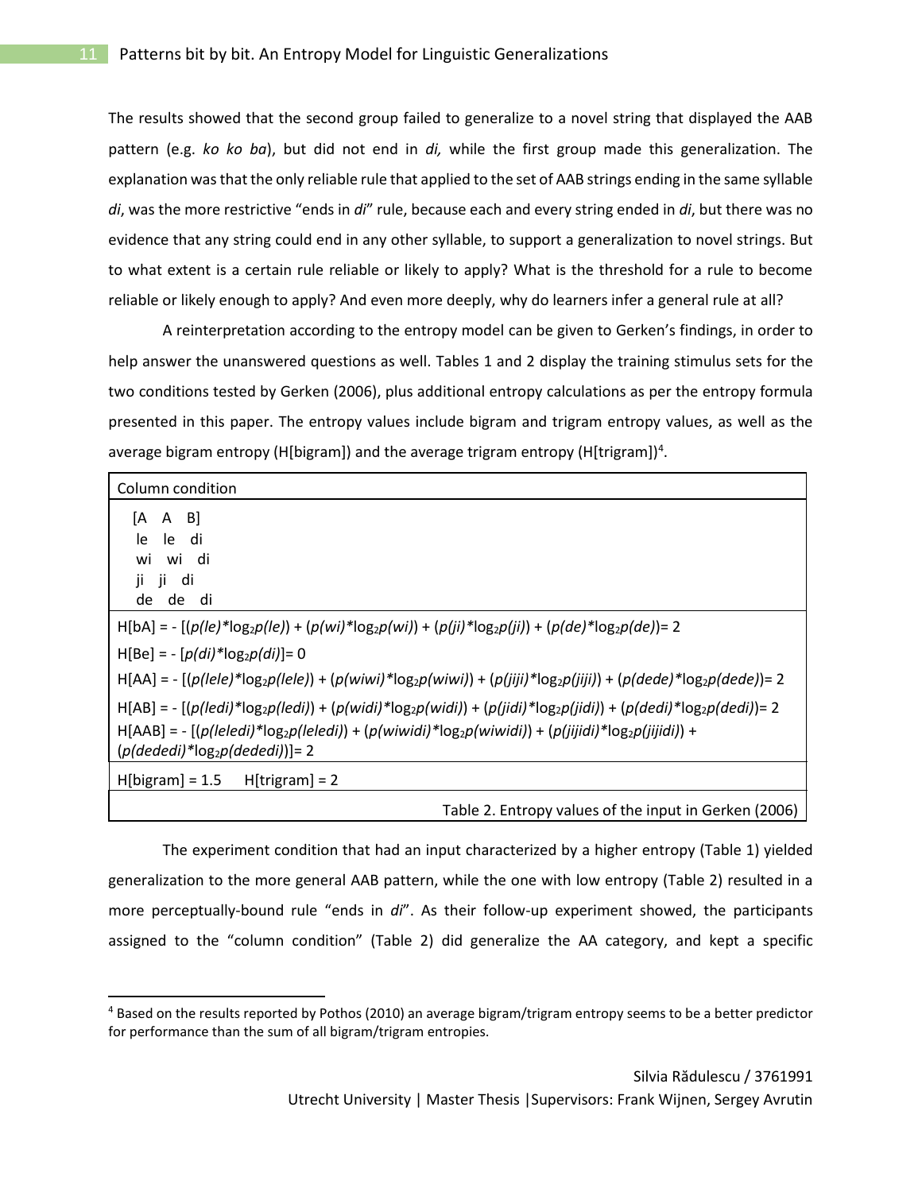The results showed that the second group failed to generalize to a novel string that displayed the AAB pattern (e.g. *ko ko ba*), but did not end in *di,* while the first group made this generalization. The explanation was that the only reliable rule that applied to the set of AAB strings ending in the same syllable *di*, was the more restrictive "ends in *di*" rule, because each and every string ended in *di*, but there was no evidence that any string could end in any other syllable, to support a generalization to novel strings. But to what extent is a certain rule reliable or likely to apply? What is the threshold for a rule to become reliable or likely enough to apply? And even more deeply, why do learners infer a general rule at all?

A reinterpretation according to the entropy model can be given to Gerken's findings, in order to help answer the unanswered questions as well. Tables 1 and 2 display the training stimulus sets for the two conditions tested by Gerken (2006), plus additional entropy calculations as per the entropy formula presented in this paper. The entropy values include bigram and trigram entropy values, as well as the average bigram entropy (H[bigram]) and the average trigram entropy (H[trigram])[4].

| Column condition |
|---|
| [A A B]<br>le le di<br>wi wi di<br>ji ji di<br>de de di |
| H[bA] = - [$(p(le)*\log_2 p(le)) + (p(wi)*\log_2 p(wi)) + (p(ji)*\log_2 p(ji)) + (p(de)*\log_2 p(de))$= 2<br>H[Be] = - [$p(di)*\log_2 p(di)$]= 0<br>H[AA] = - [$(p(lele)*\log_2 p(lele)) + (p(wiwi)*\log_2 p(wiwi)) + (p(jiji)*\log_2 p(jiji)) + (p(dede)*\log_2 p(dede))$= 2<br>H[AB] = - [$(p(ledi)*\log_2 p(ledi)) + (p(widi)*\log_2 p(widi)) + (p(jidi)*\log_2 p(jidi)) + (p(dedi)*\log_2 p(dedi))$= 2<br>H[AAB] = - [$(p(leledi)*\log_2 p(leledi)) + (p(wiwidi)*\log_2 p(wiwidi)) + (p(jijidi)*\log_2 p(jijidi)) + (p(dededi)*\log_2 p(dededi))$]= 2 |
| H[bigram] = 1.5 H[trigram] = 2 |
| Table 2. Entropy values of the input in Gerken (2006) |

The experiment condition that had an input characterized by a higher entropy (Table 1) yielded generalization to the more general AAB pattern, while the one with low entropy (Table 2) resulted in a more perceptually-bound rule "ends in *di*". As their follow-up experiment showed, the participants assigned to the "column condition" (Table 2) did generalize the AA category, and kept a specific

[4] Based on the results reported by Pothos (2010) an average bigram/trigram entropy seems to be a better predictor for performance than the sum of all bigram/trigram entropies.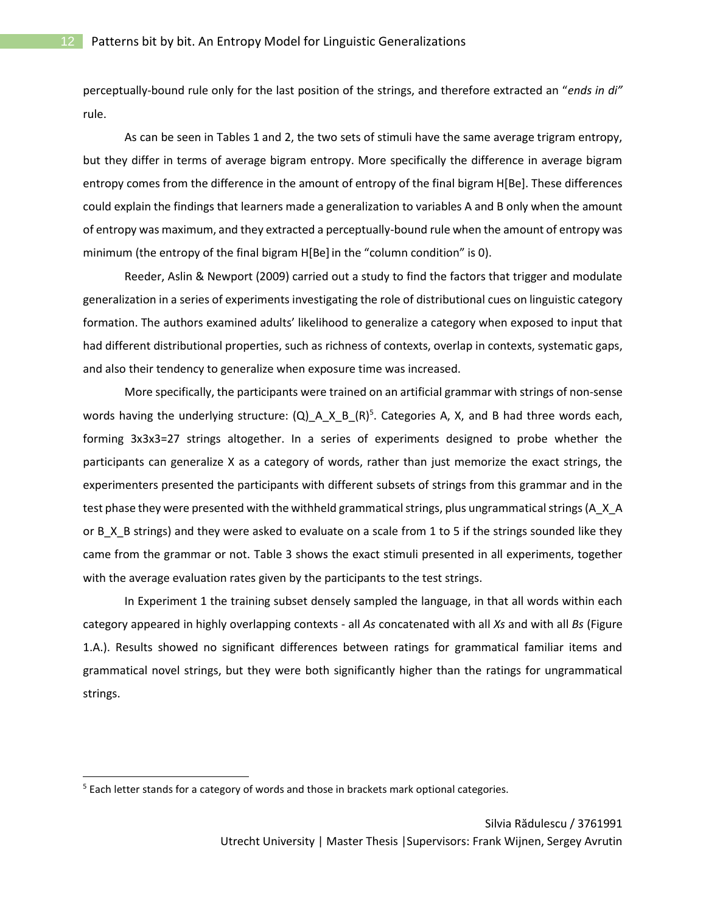perceptually-bound rule only for the last position of the strings, and therefore extracted an "*ends in di"* rule.

As can be seen in Tables 1 and 2, the two sets of stimuli have the same average trigram entropy, but they differ in terms of average bigram entropy. More specifically the difference in average bigram entropy comes from the difference in the amount of entropy of the final bigram H[Be]. These differences could explain the findings that learners made a generalization to variables A and B only when the amount of entropy was maximum, and they extracted a perceptually-bound rule when the amount of entropy was minimum (the entropy of the final bigram H[Be] in the "column condition" is 0).

Reeder, Aslin & Newport (2009) carried out a study to find the factors that trigger and modulate generalization in a series of experiments investigating the role of distributional cues on linguistic category formation. The authors examined adults' likelihood to generalize a category when exposed to input that had different distributional properties, such as richness of contexts, overlap in contexts, systematic gaps, and also their tendency to generalize when exposure time was increased.

More specifically, the participants were trained on an artificial grammar with strings of non-sense words having the underlying structure: (Q)_A_X_B_(R)[5]. Categories A, X, and B had three words each, forming 3x3x3=27 strings altogether. In a series of experiments designed to probe whether the participants can generalize X as a category of words, rather than just memorize the exact strings, the experimenters presented the participants with different subsets of strings from this grammar and in the test phase they were presented with the withheld grammatical strings, plus ungrammatical strings (A_X_A or B_X_B strings) and they were asked to evaluate on a scale from 1 to 5 if the strings sounded like they came from the grammar or not. Table 3 shows the exact stimuli presented in all experiments, together with the average evaluation rates given by the participants to the test strings.

In Experiment 1 the training subset densely sampled the language, in that all words within each category appeared in highly overlapping contexts - all *As* concatenated with all *Xs* and with all *Bs* (Figure 1.A.). Results showed no significant differences between ratings for grammatical familiar items and grammatical novel strings, but they were both significantly higher than the ratings for ungrammatical strings.

[5] Each letter stands for a category of words and those in brackets mark optional categories.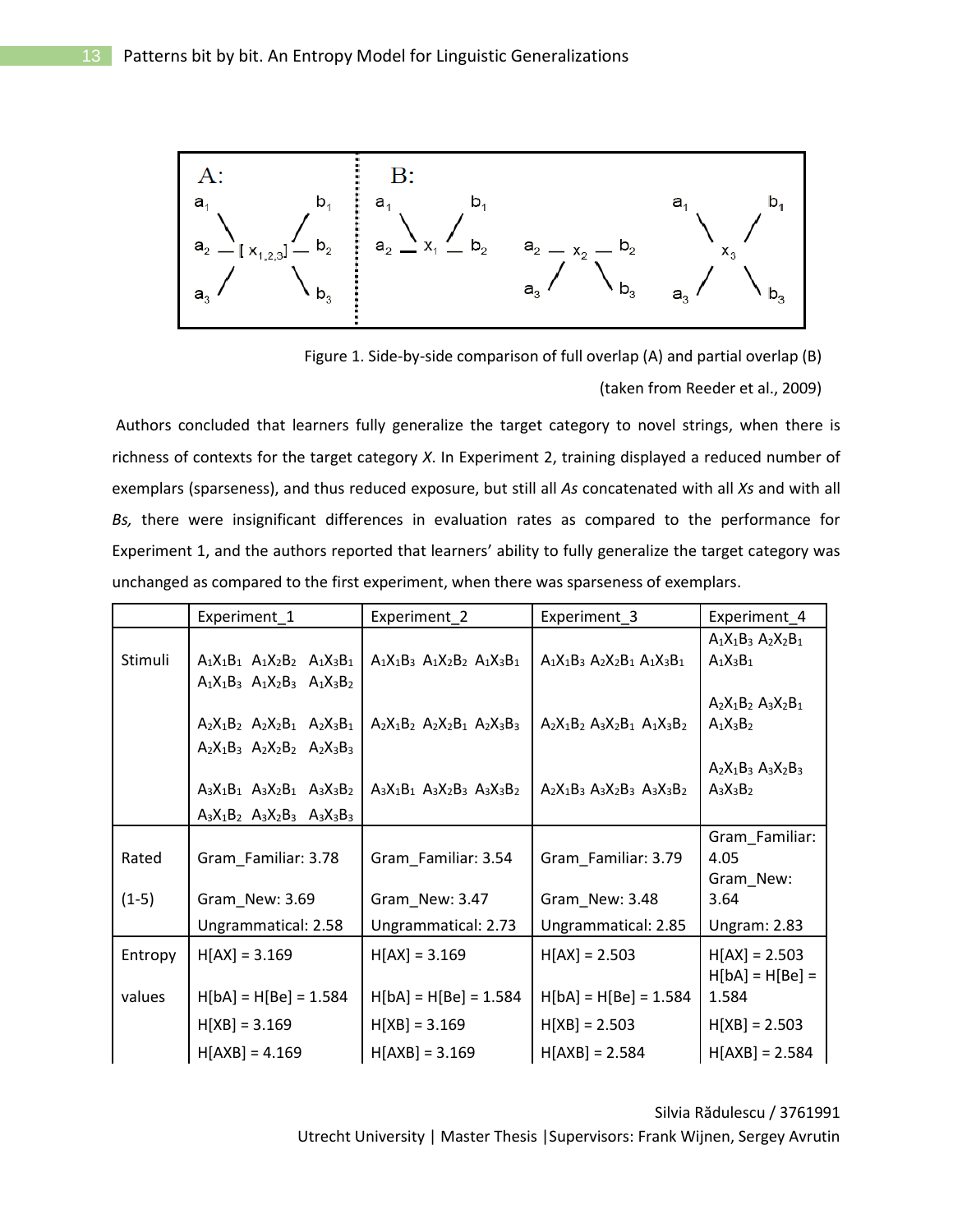Figure 1. Side-by-side comparison of full overlap (A) and partial overlap (B)

(taken from Reeder et al., 2009)

Authors concluded that learners fully generalize the target category to novel strings, when there is richness of contexts for the target category *X*. In Experiment 2, training displayed a reduced number of exemplars (sparseness), and thus reduced exposure, but still all *As* concatenated with all *Xs* and with all *Bs,* there were insignificant differences in evaluation rates as compared to the performance for Experiment 1, and the authors reported that learners' ability to fully generalize the target category was unchanged as compared to the first experiment, when there was sparseness of exemplars.

| | Experiment_1 | Experiment_2 | Experiment_3 | Experiment_4 |
|---|---|---|---|---|
| Stimuli | $A_1X_1B_1$ $A_1X_2B_2$ $A_1X_3B_1$ $A_1X_1B_3$ $A_1X_2B_3$ $A_1X_3B_2$ <br> $A_2X_1B_2$ $A_2X_2B_1$ $A_2X_3B_1$ $A_2X_1B_3$ $A_2X_2B_2$ $A_2X_3B_3$ <br> $A_3X_1B_1$ $A_3X_2B_1$ $A_3X_3B_2$ $A_3X_1B_2$ $A_3X_2B_3$ $A_3X_3B_3$ | $A_1X_1B_3$ $A_1X_2B_2$ $A_1X_3B_1$ <br> $A_2X_1B_2$ $A_2X_2B_1$ $A_2X_3B_3$ <br> $A_3X_1B_1$ $A_3X_2B_3$ $A_3X_3B_2$ | $A_1X_1B_3$ $A_2X_2B_1$ $A_1X_3B_1$ <br> $A_2X_1B_2$ $A_3X_2B_1$ $A_1X_3B_2$ <br> $A_2X_1B_3$ $A_3X_2B_3$ $A_3X_3B_2$ | $A_1X_1B_3$ $A_2X_2B_1$ $A_1X_3B_1$ <br> $A_2X_1B_2$ $A_3X_2B_1$ $A_1X_3B_2$ <br> $A_2X_1B_3$ $A_3X_2B_3$ $A_3X_3B_2$ |
| Rated (1-5) | Gram_Familiar: 3.78 <br> Gram_New: 3.69 <br> Ungrammatical: 2.58 | Gram_Familiar: 3.54 <br> Gram_New: 3.47 <br> Ungrammatical: 2.73 | Gram_Familiar: 3.79 <br> Gram_New: 3.48 <br> Ungrammatical: 2.85 | Gram_Familiar: 4.05 <br> Gram_New: 3.64 <br> Ungram: 2.83 |
| Entropy values | H[AX] = 3.169 <br> H[bA] = H[Be] = 1.584 <br> H[XB] = 3.169 <br> H[AXB] = 4.169 | H[AX] = 3.169 <br> H[bA] = H[Be] = 1.584 <br> H[XB] = 3.169 <br> H[AXB] = 3.169 | H[AX] = 2.503 <br> H[bA] = H[Be] = 1.584 <br> H[XB] = 2.503 <br> H[AXB] = 2.584 | H[AX] = 2.503 <br> H[bA] = H[Be] = 1.584 <br> H[XB] = 2.503 <br> H[AXB] = 2.584 |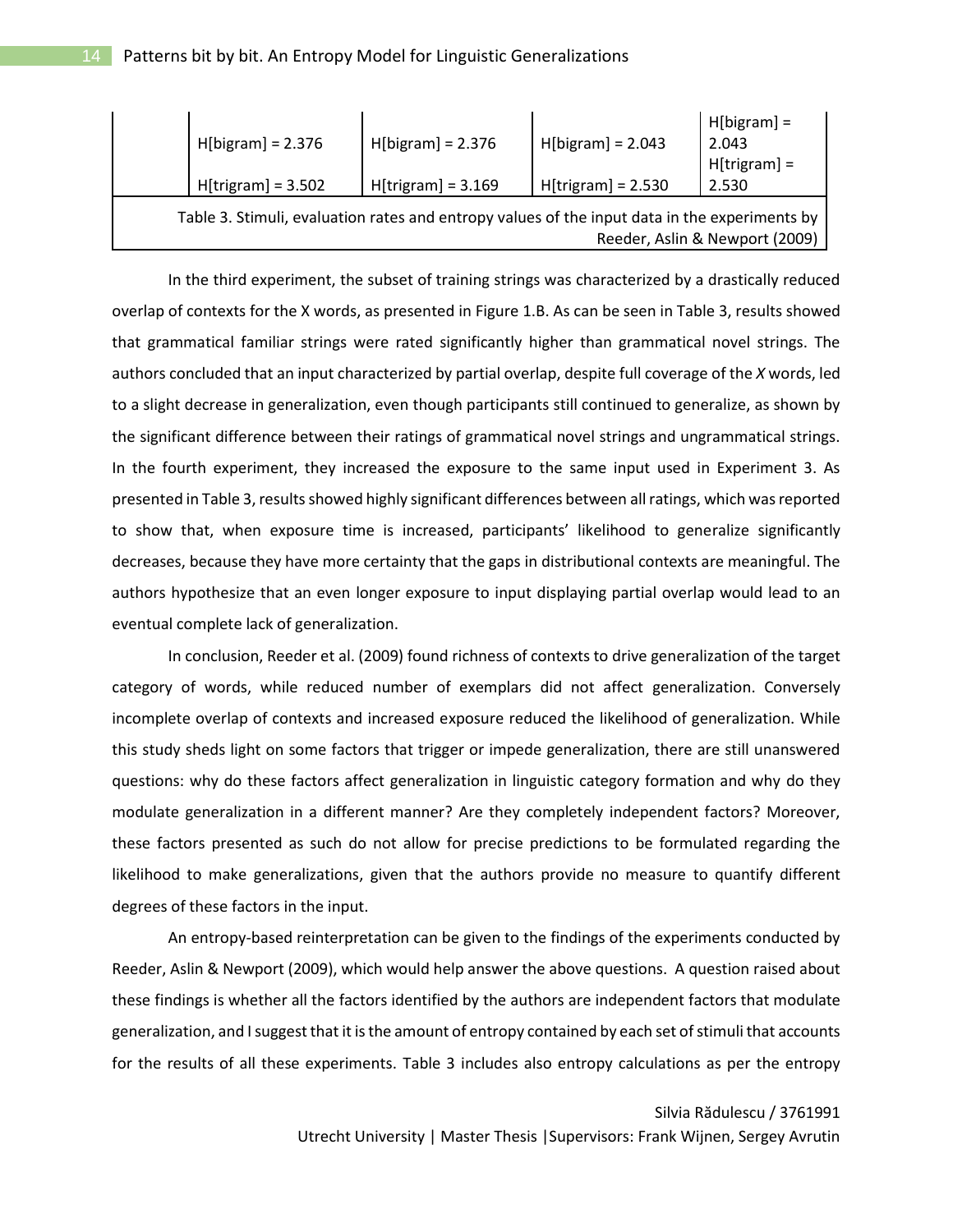|  |  |  |  |  |
|---|---|---|---|---|
|  | H[bigram] = 2.376<br><br>H[trigram] = 3.502 | H[bigram] = 2.376<br><br>H[trigram] = 3.169 | H[bigram] = 2.043<br><br>H[trigram] = 2.530 | H[bigram] = 2.043<br>H[trigram] = 2.530 |

Table 3. Stimuli, evaluation rates and entropy values of the input data in the experiments by Reeder, Aslin & Newport (2009)

In the third experiment, the subset of training strings was characterized by a drastically reduced overlap of contexts for the X words, as presented in Figure 1.B. As can be seen in Table 3, results showed that grammatical familiar strings were rated significantly higher than grammatical novel strings. The authors concluded that an input characterized by partial overlap, despite full coverage of the *X* words, led to a slight decrease in generalization, even though participants still continued to generalize, as shown by the significant difference between their ratings of grammatical novel strings and ungrammatical strings. In the fourth experiment, they increased the exposure to the same input used in Experiment 3. As presented in Table 3, results showed highly significant differences between all ratings, which was reported to show that, when exposure time is increased, participants' likelihood to generalize significantly decreases, because they have more certainty that the gaps in distributional contexts are meaningful. The authors hypothesize that an even longer exposure to input displaying partial overlap would lead to an eventual complete lack of generalization.

In conclusion, Reeder et al. (2009) found richness of contexts to drive generalization of the target category of words, while reduced number of exemplars did not affect generalization. Conversely incomplete overlap of contexts and increased exposure reduced the likelihood of generalization. While this study sheds light on some factors that trigger or impede generalization, there are still unanswered questions: why do these factors affect generalization in linguistic category formation and why do they modulate generalization in a different manner? Are they completely independent factors? Moreover, these factors presented as such do not allow for precise predictions to be formulated regarding the likelihood to make generalizations, given that the authors provide no measure to quantify different degrees of these factors in the input.

An entropy-based reinterpretation can be given to the findings of the experiments conducted by Reeder, Aslin & Newport (2009), which would help answer the above questions. A question raised about these findings is whether all the factors identified by the authors are independent factors that modulate generalization, and I suggest that it is the amount of entropy contained by each set of stimuli that accounts for the results of all these experiments. Table 3 includes also entropy calculations as per the entropy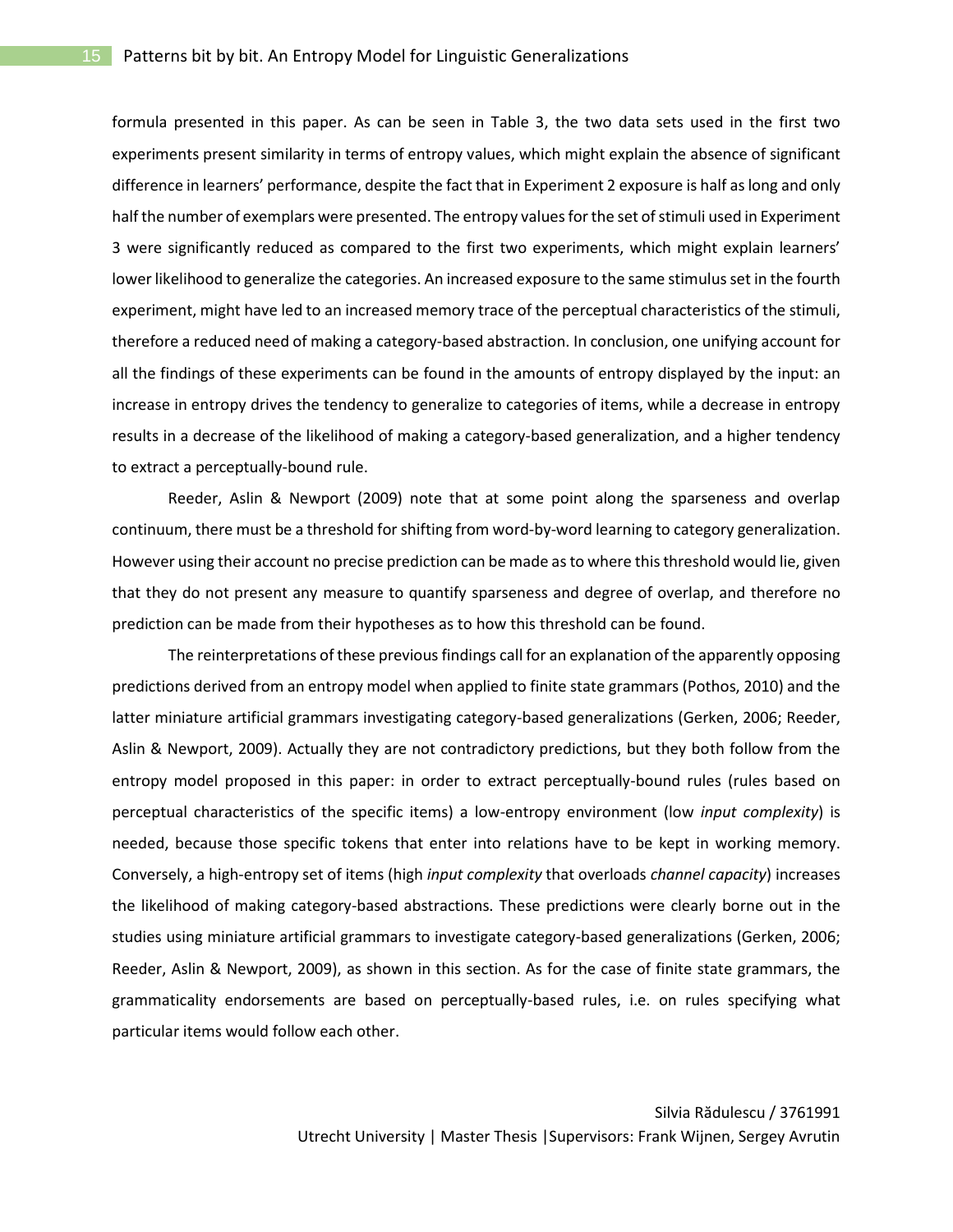formula presented in this paper. As can be seen in Table 3, the two data sets used in the first two experiments present similarity in terms of entropy values, which might explain the absence of significant difference in learners' performance, despite the fact that in Experiment 2 exposure is half as long and only half the number of exemplars were presented. The entropy values for the set of stimuli used in Experiment 3 were significantly reduced as compared to the first two experiments, which might explain learners' lower likelihood to generalize the categories. An increased exposure to the same stimulus set in the fourth experiment, might have led to an increased memory trace of the perceptual characteristics of the stimuli, therefore a reduced need of making a category-based abstraction. In conclusion, one unifying account for all the findings of these experiments can be found in the amounts of entropy displayed by the input: an increase in entropy drives the tendency to generalize to categories of items, while a decrease in entropy results in a decrease of the likelihood of making a category-based generalization, and a higher tendency to extract a perceptually-bound rule.

Reeder, Aslin & Newport (2009) note that at some point along the sparseness and overlap continuum, there must be a threshold for shifting from word-by-word learning to category generalization. However using their account no precise prediction can be made as to where this threshold would lie, given that they do not present any measure to quantify sparseness and degree of overlap, and therefore no prediction can be made from their hypotheses as to how this threshold can be found.

The reinterpretations of these previous findings call for an explanation of the apparently opposing predictions derived from an entropy model when applied to finite state grammars (Pothos, 2010) and the latter miniature artificial grammars investigating category-based generalizations (Gerken, 2006; Reeder, Aslin & Newport, 2009). Actually they are not contradictory predictions, but they both follow from the entropy model proposed in this paper: in order to extract perceptually-bound rules (rules based on perceptual characteristics of the specific items) a low-entropy environment (low *input complexity*) is needed, because those specific tokens that enter into relations have to be kept in working memory. Conversely, a high-entropy set of items (high *input complexity* that overloads *channel capacity*) increases the likelihood of making category-based abstractions. These predictions were clearly borne out in the studies using miniature artificial grammars to investigate category-based generalizations (Gerken, 2006; Reeder, Aslin & Newport, 2009), as shown in this section. As for the case of finite state grammars, the grammaticality endorsements are based on perceptually-based rules, i.e. on rules specifying what particular items would follow each other.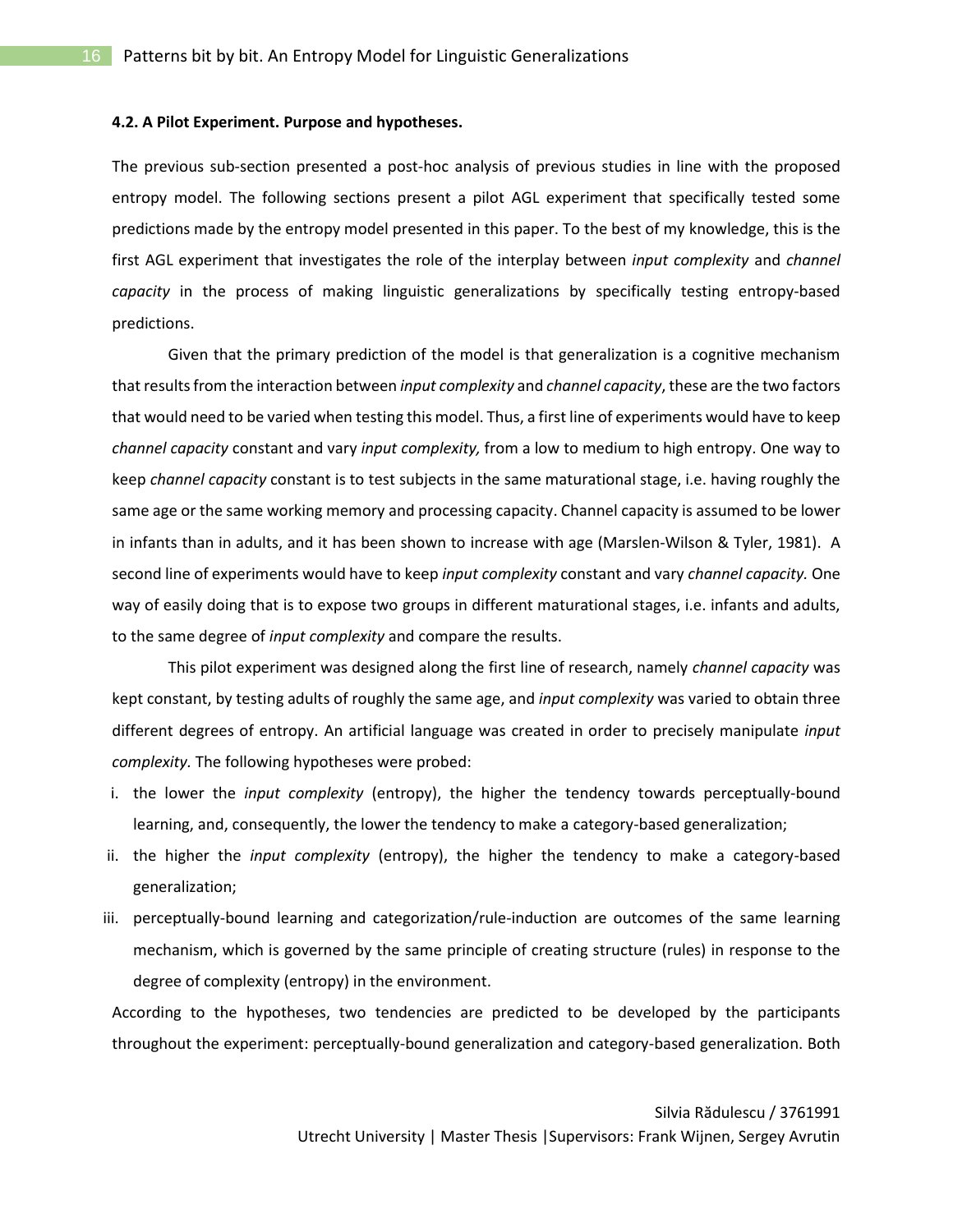**4.2. A Pilot Experiment. Purpose and hypotheses.**

The previous sub-section presented a post-hoc analysis of previous studies in line with the proposed entropy model. The following sections present a pilot AGL experiment that specifically tested some predictions made by the entropy model presented in this paper. To the best of my knowledge, this is the first AGL experiment that investigates the role of the interplay between *input complexity* and *channel capacity* in the process of making linguistic generalizations by specifically testing entropy-based predictions.

Given that the primary prediction of the model is that generalization is a cognitive mechanism that results from the interaction between *input complexity* and *channel capacity*, these are the two factors that would need to be varied when testing this model. Thus, a first line of experiments would have to keep *channel capacity* constant and vary *input complexity,* from a low to medium to high entropy. One way to keep *channel capacity* constant is to test subjects in the same maturational stage, i.e. having roughly the same age or the same working memory and processing capacity. Channel capacity is assumed to be lower in infants than in adults, and it has been shown to increase with age (Marslen-Wilson & Tyler, 1981). A second line of experiments would have to keep *input complexity* constant and vary *channel capacity.* One way of easily doing that is to expose two groups in different maturational stages, i.e. infants and adults, to the same degree of *input complexity* and compare the results.

This pilot experiment was designed along the first line of research, namely *channel capacity* was kept constant, by testing adults of roughly the same age, and *input complexity* was varied to obtain three different degrees of entropy. An artificial language was created in order to precisely manipulate *input complexity.* The following hypotheses were probed:

i. the lower the *input complexity* (entropy), the higher the tendency towards perceptually-bound learning, and, consequently, the lower the tendency to make a category-based generalization;
ii. the higher the *input complexity* (entropy), the higher the tendency to make a category-based generalization;
iii. perceptually-bound learning and categorization/rule-induction are outcomes of the same learning mechanism, which is governed by the same principle of creating structure (rules) in response to the degree of complexity (entropy) in the environment.

According to the hypotheses, two tendencies are predicted to be developed by the participants throughout the experiment: perceptually-bound generalization and category-based generalization. Both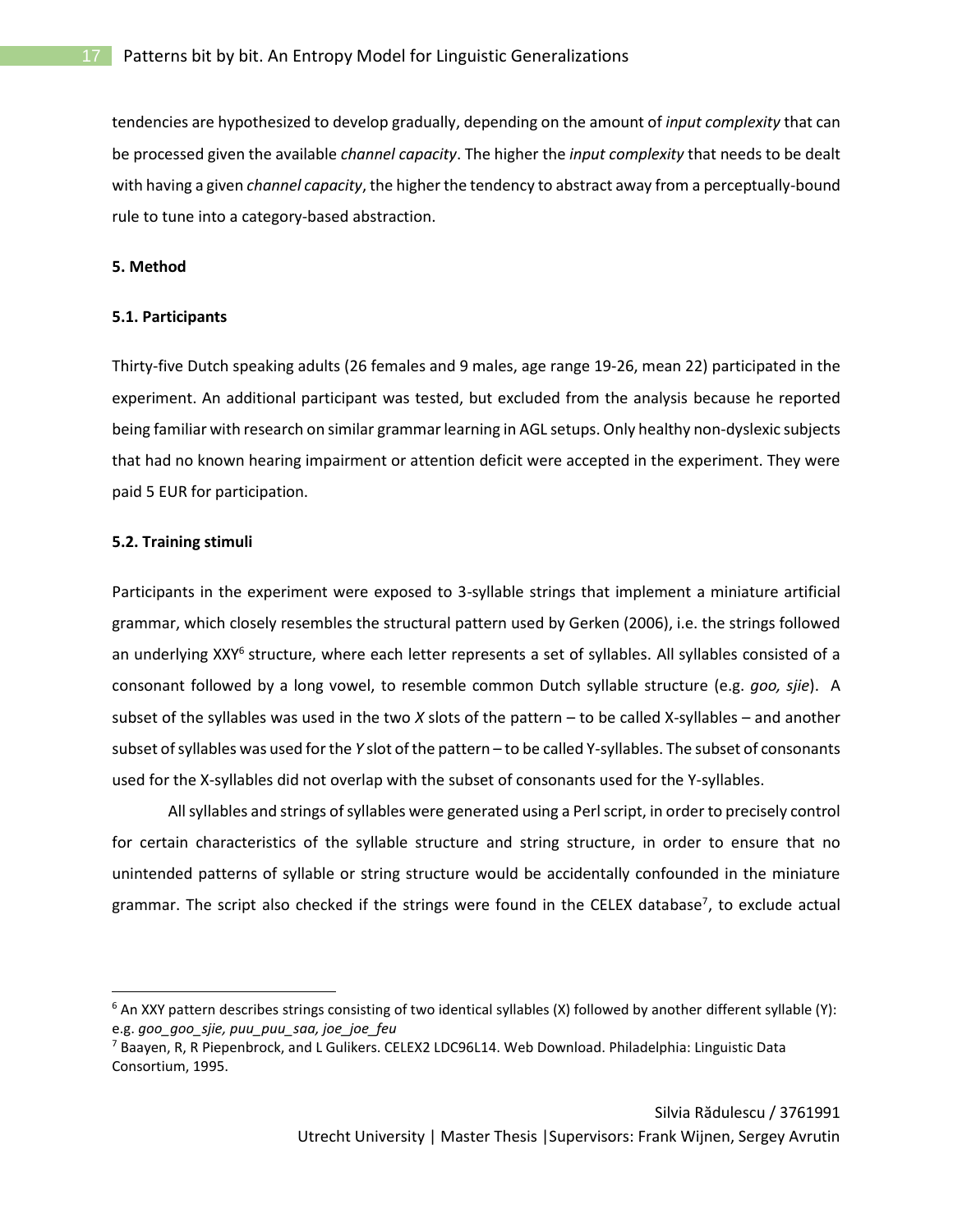tendencies are hypothesized to develop gradually, depending on the amount of *input complexity* that can be processed given the available *channel capacity*. The higher the *input complexity* that needs to be dealt with having a given *channel capacity*, the higher the tendency to abstract away from a perceptually-bound rule to tune into a category-based abstraction.

## 5. Method

### 5.1. Participants

Thirty-five Dutch speaking adults (26 females and 9 males, age range 19-26, mean 22) participated in the experiment. An additional participant was tested, but excluded from the analysis because he reported being familiar with research on similar grammar learning in AGL setups. Only healthy non-dyslexic subjects that had no known hearing impairment or attention deficit were accepted in the experiment. They were paid 5 EUR for participation.

### 5.2. Training stimuli

Participants in the experiment were exposed to 3-syllable strings that implement a miniature artificial grammar, which closely resembles the structural pattern used by Gerken (2006), i.e. the strings followed an underlying XXY[6] structure, where each letter represents a set of syllables. All syllables consisted of a consonant followed by a long vowel, to resemble common Dutch syllable structure (e.g. *goo, sjie*). A subset of the syllables was used in the two *X* slots of the pattern – to be called X-syllables – and another subset of syllables was used for the *Y* slot of the pattern – to be called Y-syllables. The subset of consonants used for the X-syllables did not overlap with the subset of consonants used for the Y-syllables.

All syllables and strings of syllables were generated using a Perl script, in order to precisely control for certain characteristics of the syllable structure and string structure, in order to ensure that no unintended patterns of syllable or string structure would be accidentally confounded in the miniature grammar. The script also checked if the strings were found in the CELEX database[7], to exclude actual

---

[6] An XXY pattern describes strings consisting of two identical syllables (X) followed by another different syllable (Y): e.g. *goo_goo_sjie, puu_puu_saa, joe_joe_feu*

[7] Baayen, R, R Piepenbrock, and L Gulikers. CELEX2 LDC96L14. Web Download. Philadelphia: Linguistic Data Consortium, 1995.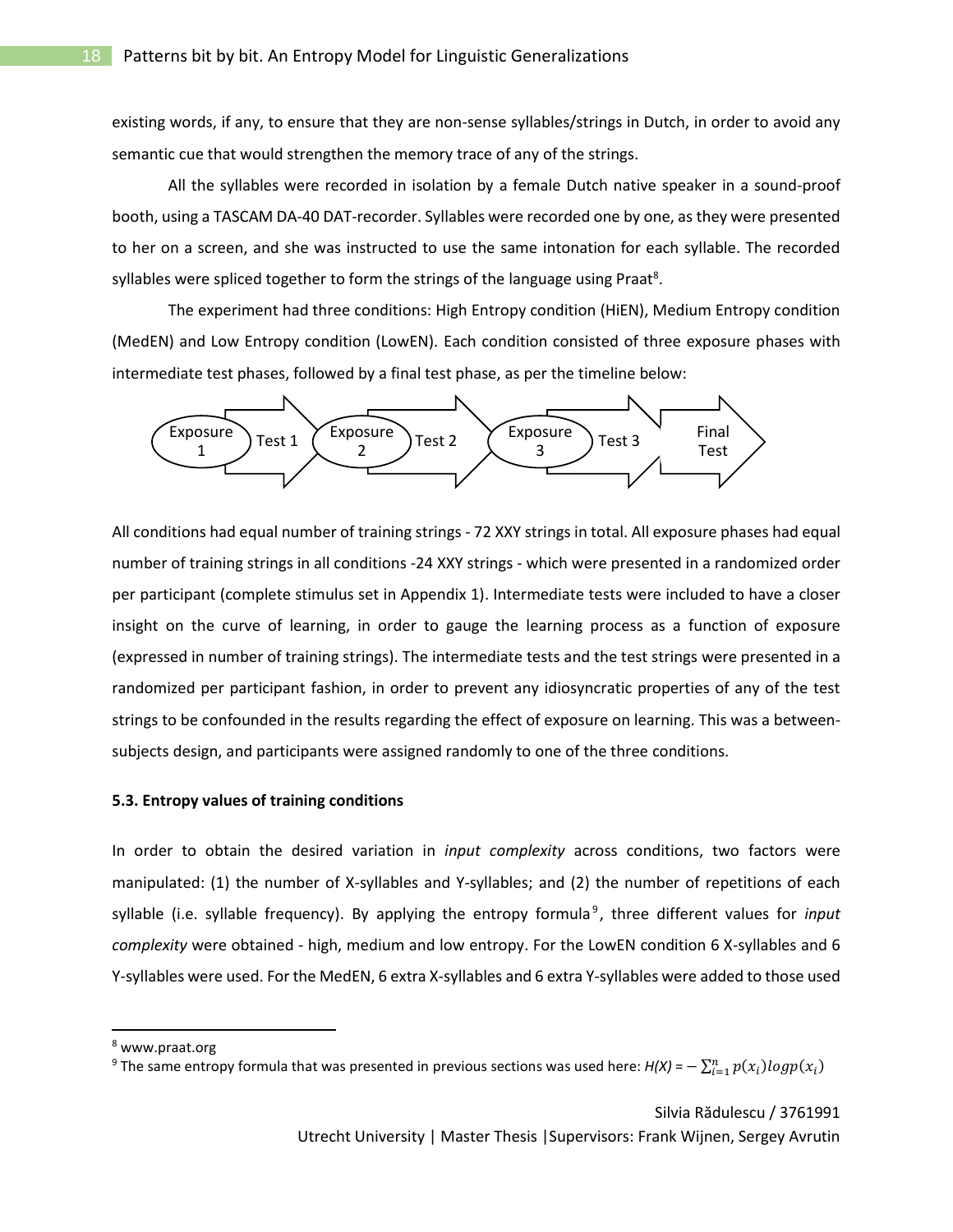existing words, if any, to ensure that they are non-sense syllables/strings in Dutch, in order to avoid any semantic cue that would strengthen the memory trace of any of the strings.

All the syllables were recorded in isolation by a female Dutch native speaker in a sound-proof booth, using a TASCAM DA-40 DAT-recorder. Syllables were recorded one by one, as they were presented to her on a screen, and she was instructed to use the same intonation for each syllable. The recorded syllables were spliced together to form the strings of the language using Praat[8].

The experiment had three conditions: High Entropy condition (HiEN), Medium Entropy condition (MedEN) and Low Entropy condition (LowEN). Each condition consisted of three exposure phases with intermediate test phases, followed by a final test phase, as per the timeline below:

Exposure 1 → Test 1 → Exposure 2 → Test 2 → Exposure 3 → Test 3 → Final Test

All conditions had equal number of training strings - 72 XXY strings in total. All exposure phases had equal number of training strings in all conditions -24 XXY strings - which were presented in a randomized order per participant (complete stimulus set in Appendix 1). Intermediate tests were included to have a closer insight on the curve of learning, in order to gauge the learning process as a function of exposure (expressed in number of training strings). The intermediate tests and the test strings were presented in a randomized per participant fashion, in order to prevent any idiosyncratic properties of any of the test strings to be confounded in the results regarding the effect of exposure on learning. This was a between-subjects design, and participants were assigned randomly to one of the three conditions.

### 5.3. Entropy values of training conditions

In order to obtain the desired variation in *input complexity* across conditions, two factors were manipulated: (1) the number of X-syllables and Y-syllables; and (2) the number of repetitions of each syllable (i.e. syllable frequency). By applying the entropy formula[9], three different values for *input complexity* were obtained - high, medium and low entropy. For the LowEN condition 6 X-syllables and 6 Y-syllables were used. For the MedEN, 6 extra X-syllables and 6 extra Y-syllables were added to those used

---

[8] www.praat.org

[9] The same entropy formula that was presented in previous sections was used here: $H(X) = -\sum_{i=1}^{n} p(x_i) \log p(x_i)$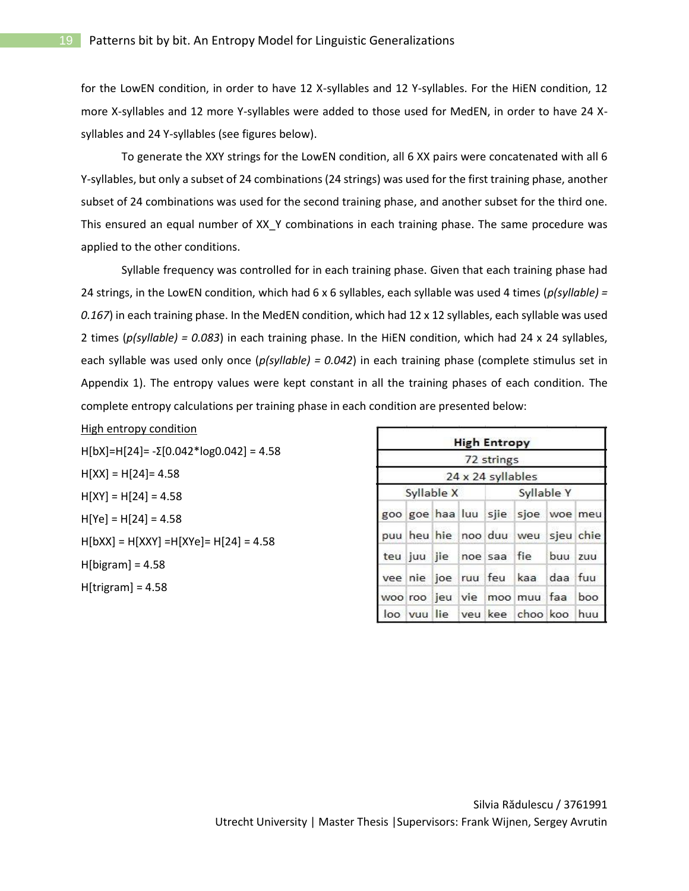for the LowEN condition, in order to have 12 X-syllables and 12 Y-syllables. For the HiEN condition, 12 more X-syllables and 12 more Y-syllables were added to those used for MedEN, in order to have 24 X-syllables and 24 Y-syllables (see figures below).

To generate the XXY strings for the LowEN condition, all 6 XX pairs were concatenated with all 6 Y-syllables, but only a subset of 24 combinations (24 strings) was used for the first training phase, another subset of 24 combinations was used for the second training phase, and another subset for the third one. This ensured an equal number of XX_Y combinations in each training phase. The same procedure was applied to the other conditions.

Syllable frequency was controlled for in each training phase. Given that each training phase had 24 strings, in the LowEN condition, which had 6 x 6 syllables, each syllable was used 4 times (*p(syllable) = 0.167*) in each training phase. In the MedEN condition, which had 12 x 12 syllables, each syllable was used 2 times (*p(syllable) = 0.083*) in each training phase. In the HiEN condition, which had 24 x 24 syllables, each syllable was used only once (*p(syllable) = 0.042*) in each training phase (complete stimulus set in Appendix 1). The entropy values were kept constant in all the training phases of each condition. The complete entropy calculations per training phase in each condition are presented below:

<u>High entropy condition</u>

H[bX]=H[24]= -Σ[0.042*log0.042] = 4.58

H[XX] = H[24]= 4.58

H[XY] = H[24] = 4.58

H[Ye] = H[24] = 4.58

H[bXX] = H[XXY] =H[XYe]= H[24] = 4.58

H[bigram] = 4.58

H[trigram] = 4.58

| High Entropy | | | | | | | |
|---|---|---|---|---|---|---|---|
| 72 strings | | | | | | | |
| 24 x 24 syllables | | | | | | | |
| Syllable X | | | | Syllable Y | | | |
| goo | goe | haa | luu | sjie | sjoe | woe | meu |
| puu | heu | hie | noo | duu | weu | sjeu | chie |
| teu | juu | jie | noe | saa | fie | buu | zuu |
| vee | nie | joe | ruu | feu | kaa | daa | fuu |
| woo | roo | jeu | vie | moo | muu | faa | boo |
| loo | vuu | lie | veu | kee | choo | koo | huu |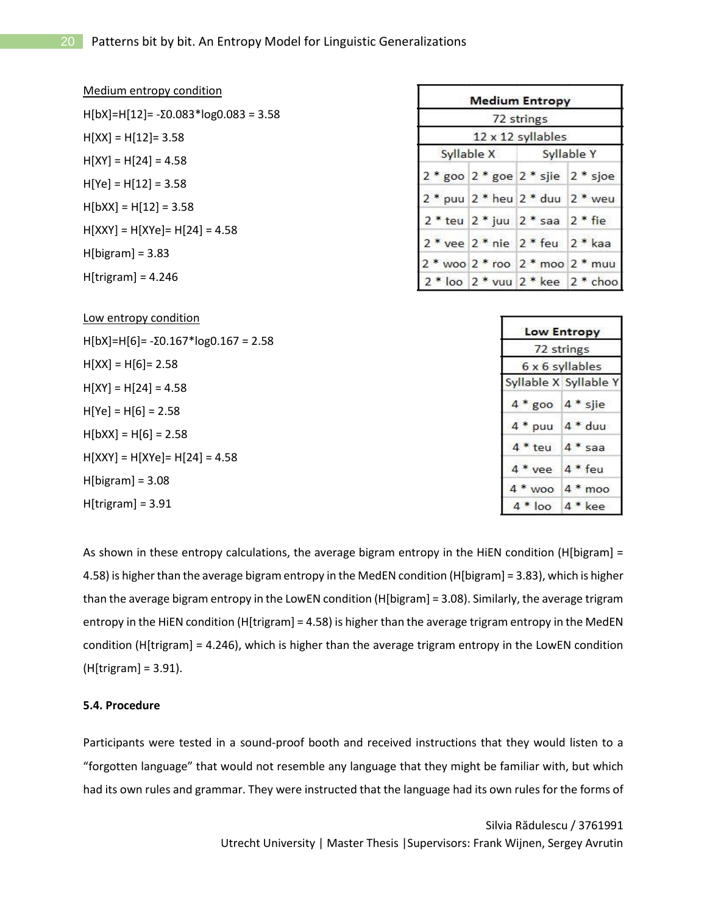Medium entropy condition

H[bX]=H[12]= -Σ0.083*log0.083 = 3.58

H[XX] = H[12]= 3.58

H[XY] = H[24] = 4.58

H[Ye] = H[12] = 3.58

H[bXX] = H[12] = 3.58

H[XXY] = H[XYe]= H[24] = 4.58

H[bigram] = 3.83

H[trigram] = 4.246

| Medium Entropy | | | |
|---|---|---|---|
| 72 strings | | | |
| 12 x 12 syllables | | | |
| Syllable X | | Syllable Y | |
| 2 * goo | 2 * goe | 2 * sjie | 2 * sjoe |
| 2 * puu | 2 * heu | 2 * duu | 2 * weu |
| 2 * teu | 2 * juu | 2 * saa | 2 * fie |
| 2 * vee | 2 * nie | 2 * feu | 2 * kaa |
| 2 * woo | 2 * roo | 2 * moo | 2 * muu |
| 2 * loo | 2 * vuu | 2 * kee | 2 * choo |

Low entropy condition

H[bX]=H[6]= -Σ0.167*log0.167 = 2.58

H[XX] = H[6]= 2.58

H[XY] = H[24] = 4.58

H[Ye] = H[6] = 2.58

H[bXX] = H[6] = 2.58

H[XXY] = H[XYe]= H[24] = 4.58

H[bigram] = 3.08

H[trigram] = 3.91

| Low Entropy | |
|---|---|
| 72 strings | |
| 6 x 6 syllables | |
| Syllable X | Syllable Y |
| 4 * goo | 4 * sjie |
| 4 * puu | 4 * duu |
| 4 * teu | 4 * saa |
| 4 * vee | 4 * feu |
| 4 * woo | 4 * moo |
| 4 * loo | 4 * kee |

As shown in these entropy calculations, the average bigram entropy in the HiEN condition (H[bigram] = 4.58) is higher than the average bigram entropy in the MedEN condition (H[bigram] = 3.83), which is higher than the average bigram entropy in the LowEN condition (H[bigram] = 3.08). Similarly, the average trigram entropy in the HiEN condition (H[trigram] = 4.58) is higher than the average trigram entropy in the MedEN condition (H[trigram] = 4.246), which is higher than the average trigram entropy in the LowEN condition (H[trigram] = 3.91).

**5.4. Procedure**

Participants were tested in a sound-proof booth and received instructions that they would listen to a "forgotten language" that would not resemble any language that they might be familiar with, but which had its own rules and grammar. They were instructed that the language had its own rules for the forms of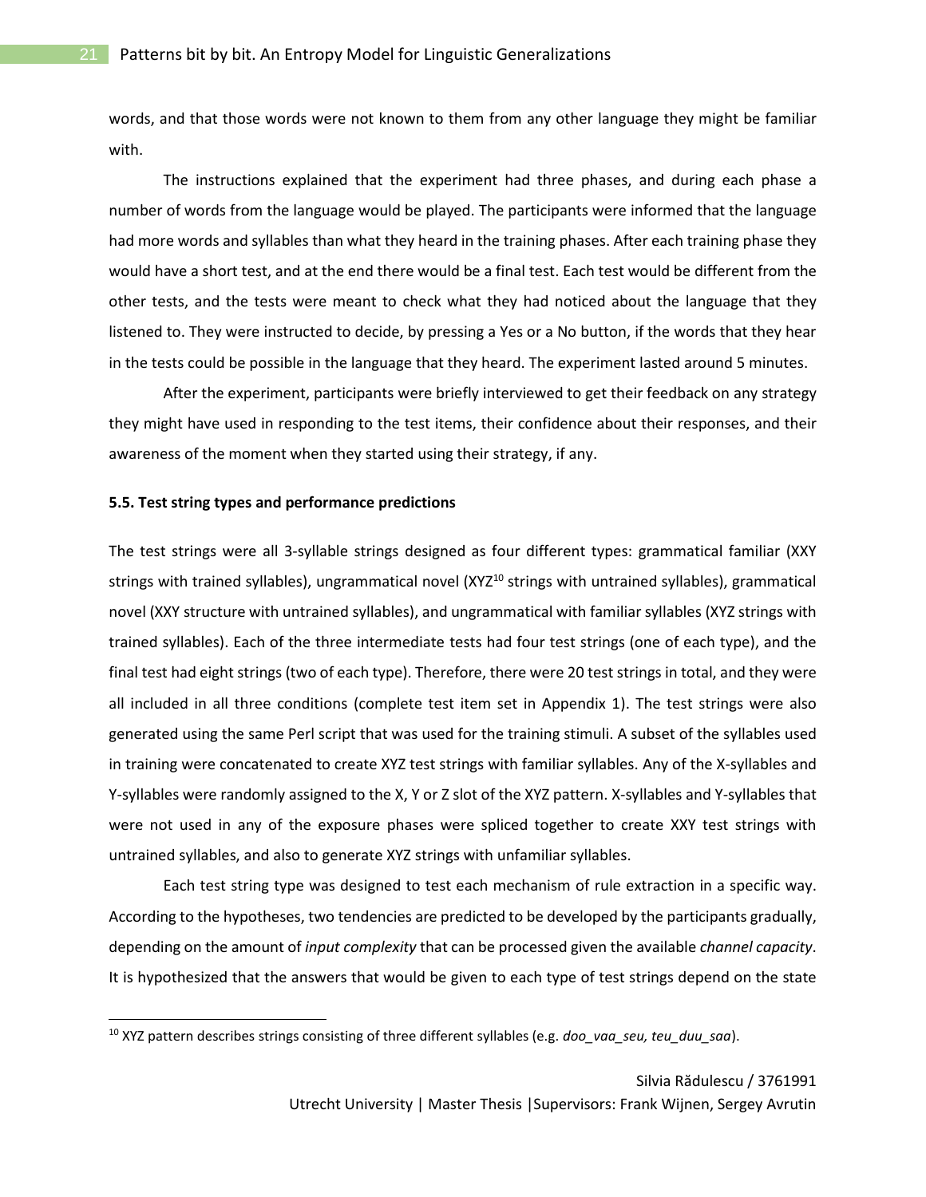words, and that those words were not known to them from any other language they might be familiar with.

The instructions explained that the experiment had three phases, and during each phase a number of words from the language would be played. The participants were informed that the language had more words and syllables than what they heard in the training phases. After each training phase they would have a short test, and at the end there would be a final test. Each test would be different from the other tests, and the tests were meant to check what they had noticed about the language that they listened to. They were instructed to decide, by pressing a Yes or a No button, if the words that they hear in the tests could be possible in the language that they heard. The experiment lasted around 5 minutes.

After the experiment, participants were briefly interviewed to get their feedback on any strategy they might have used in responding to the test items, their confidence about their responses, and their awareness of the moment when they started using their strategy, if any.

**5.5. Test string types and performance predictions**

The test strings were all 3-syllable strings designed as four different types: grammatical familiar (XXY strings with trained syllables), ungrammatical novel (XYZ[10] strings with untrained syllables), grammatical novel (XXY structure with untrained syllables), and ungrammatical with familiar syllables (XYZ strings with trained syllables). Each of the three intermediate tests had four test strings (one of each type), and the final test had eight strings (two of each type). Therefore, there were 20 test strings in total, and they were all included in all three conditions (complete test item set in Appendix 1). The test strings were also generated using the same Perl script that was used for the training stimuli. A subset of the syllables used in training were concatenated to create XYZ test strings with familiar syllables. Any of the X-syllables and Y-syllables were randomly assigned to the X, Y or Z slot of the XYZ pattern. X-syllables and Y-syllables that were not used in any of the exposure phases were spliced together to create XXY test strings with untrained syllables, and also to generate XYZ strings with unfamiliar syllables.

Each test string type was designed to test each mechanism of rule extraction in a specific way. According to the hypotheses, two tendencies are predicted to be developed by the participants gradually, depending on the amount of *input complexity* that can be processed given the available *channel capacity*. It is hypothesized that the answers that would be given to each type of test strings depend on the state

---

[10] XYZ pattern describes strings consisting of three different syllables (e.g. *doo_vaa_seu, teu_duu_saa*).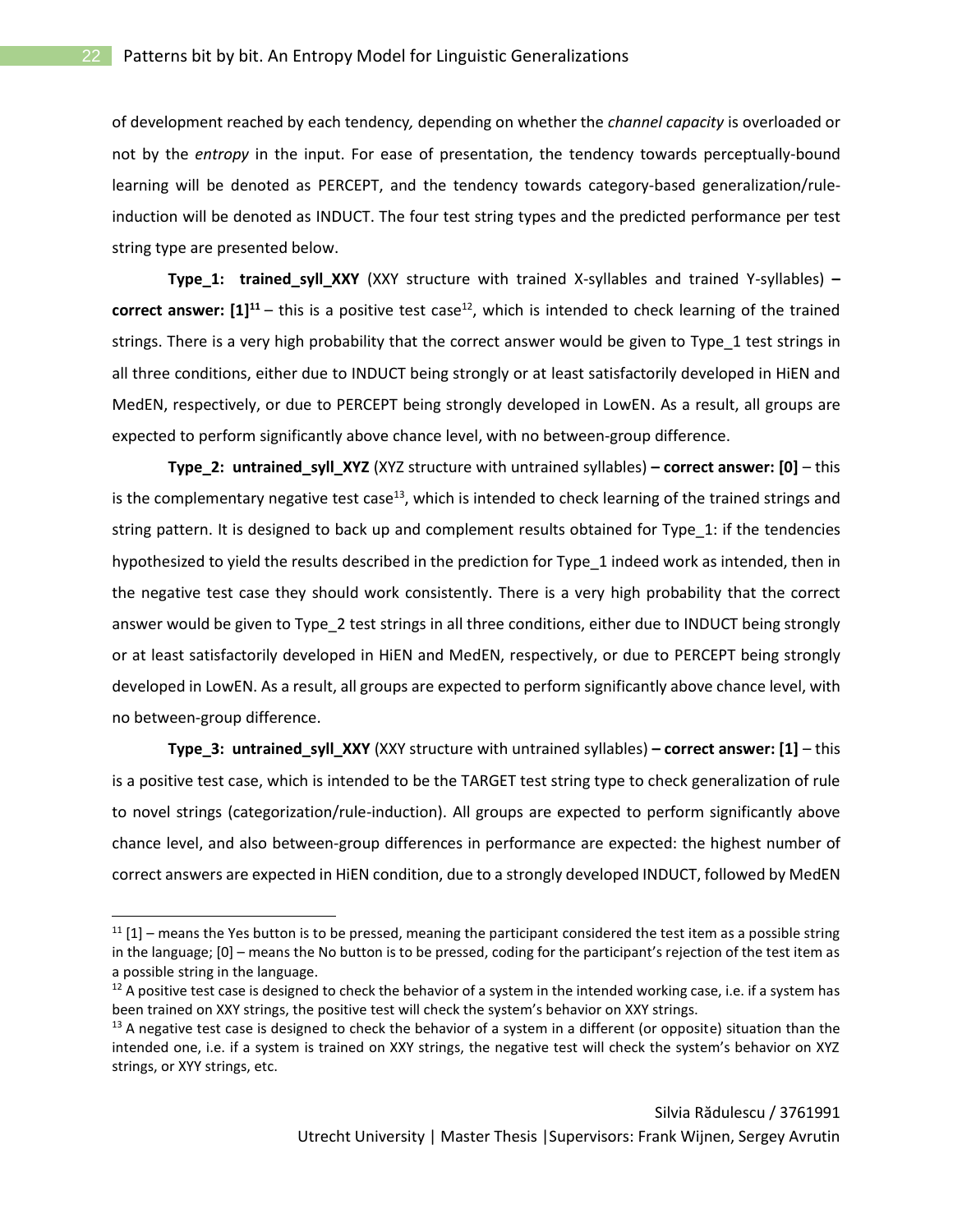of development reached by each tendency*,* depending on whether the *channel capacity* is overloaded or not by the *entropy* in the input. For ease of presentation, the tendency towards perceptually-bound learning will be denoted as PERCEPT, and the tendency towards category-based generalization/rule-induction will be denoted as INDUCT. The four test string types and the predicted performance per test string type are presented below.

**Type_1: trained_syll_XXY** (XXY structure with trained X-syllables and trained Y-syllables) **– correct answer: [1]**[11] – this is a positive test case[12], which is intended to check learning of the trained strings. There is a very high probability that the correct answer would be given to Type_1 test strings in all three conditions, either due to INDUCT being strongly or at least satisfactorily developed in HiEN and MedEN, respectively, or due to PERCEPT being strongly developed in LowEN. As a result, all groups are expected to perform significantly above chance level, with no between-group difference.

**Type_2: untrained_syll_XYZ** (XYZ structure with untrained syllables) **– correct answer: [0]** – this is the complementary negative test case[13], which is intended to check learning of the trained strings and string pattern. It is designed to back up and complement results obtained for Type_1: if the tendencies hypothesized to yield the results described in the prediction for Type_1 indeed work as intended, then in the negative test case they should work consistently. There is a very high probability that the correct answer would be given to Type_2 test strings in all three conditions, either due to INDUCT being strongly or at least satisfactorily developed in HiEN and MedEN, respectively, or due to PERCEPT being strongly developed in LowEN. As a result, all groups are expected to perform significantly above chance level, with no between-group difference.

**Type_3: untrained_syll_XXY** (XXY structure with untrained syllables) **– correct answer: [1]** – this is a positive test case, which is intended to be the TARGET test string type to check generalization of rule to novel strings (categorization/rule-induction). All groups are expected to perform significantly above chance level, and also between-group differences in performance are expected: the highest number of correct answers are expected in HiEN condition, due to a strongly developed INDUCT, followed by MedEN

---

[11] [1] – means the Yes button is to be pressed, meaning the participant considered the test item as a possible string in the language; [0] – means the No button is to be pressed, coding for the participant's rejection of the test item as a possible string in the language.

[12] A positive test case is designed to check the behavior of a system in the intended working case, i.e. if a system has been trained on XXY strings, the positive test will check the system's behavior on XXY strings.

[13] A negative test case is designed to check the behavior of a system in a different (or opposite) situation than the intended one, i.e. if a system is trained on XXY strings, the negative test will check the system's behavior on XYZ strings, or XYY strings, etc.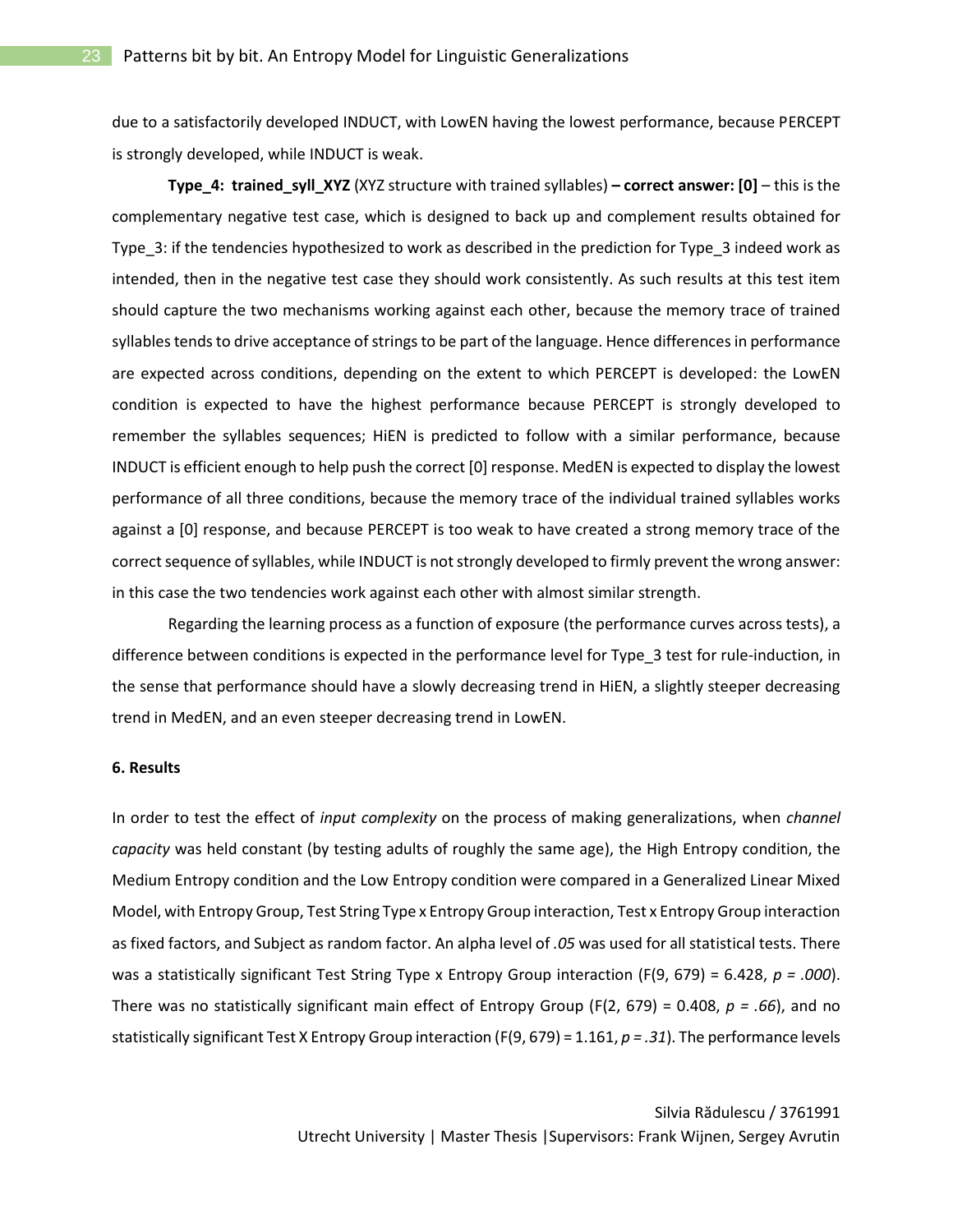due to a satisfactorily developed INDUCT, with LowEN having the lowest performance, because PERCEPT is strongly developed, while INDUCT is weak.

**Type_4: trained_syll_XYZ** (XYZ structure with trained syllables) **– correct answer: [0]** – this is the complementary negative test case, which is designed to back up and complement results obtained for Type_3: if the tendencies hypothesized to work as described in the prediction for Type_3 indeed work as intended, then in the negative test case they should work consistently. As such results at this test item should capture the two mechanisms working against each other, because the memory trace of trained syllables tends to drive acceptance of strings to be part of the language. Hence differences in performance are expected across conditions, depending on the extent to which PERCEPT is developed: the LowEN condition is expected to have the highest performance because PERCEPT is strongly developed to remember the syllables sequences; HiEN is predicted to follow with a similar performance, because INDUCT is efficient enough to help push the correct [0] response. MedEN is expected to display the lowest performance of all three conditions, because the memory trace of the individual trained syllables works against a [0] response, and because PERCEPT is too weak to have created a strong memory trace of the correct sequence of syllables, while INDUCT is not strongly developed to firmly prevent the wrong answer: in this case the two tendencies work against each other with almost similar strength.

Regarding the learning process as a function of exposure (the performance curves across tests), a difference between conditions is expected in the performance level for Type_3 test for rule-induction, in the sense that performance should have a slowly decreasing trend in HiEN, a slightly steeper decreasing trend in MedEN, and an even steeper decreasing trend in LowEN.

**6. Results**

In order to test the effect of *input complexity* on the process of making generalizations, when *channel capacity* was held constant (by testing adults of roughly the same age), the High Entropy condition, the Medium Entropy condition and the Low Entropy condition were compared in a Generalized Linear Mixed Model, with Entropy Group, Test String Type x Entropy Group interaction, Test x Entropy Group interaction as fixed factors, and Subject as random factor. An alpha level of *.05* was used for all statistical tests. There was a statistically significant Test String Type x Entropy Group interaction ($F(9, 679) = 6.428$, $p = .000$). There was no statistically significant main effect of Entropy Group ($F(2, 679) = 0.408$, $p = .66$), and no statistically significant Test X Entropy Group interaction ($F(9, 679) = 1.161$, $p = .31$). The performance levels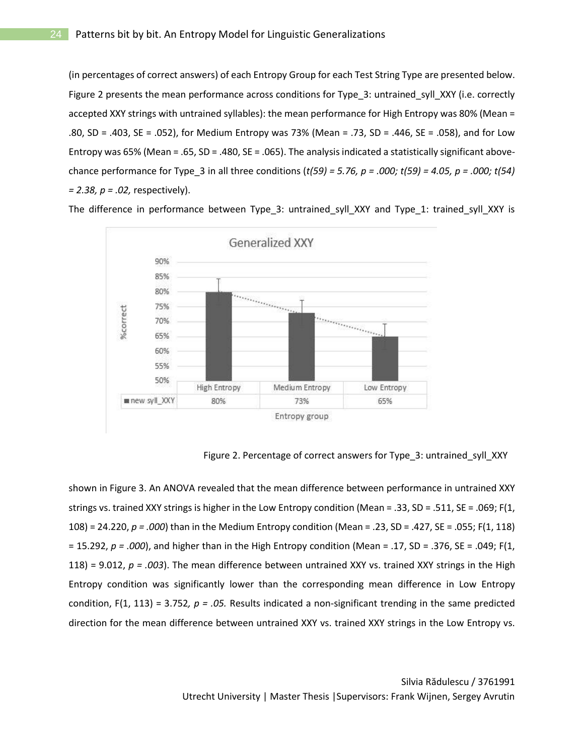(in percentages of correct answers) of each Entropy Group for each Test String Type are presented below. Figure 2 presents the mean performance across conditions for Type_3: untrained_syll_XXY (i.e. correctly accepted XXY strings with untrained syllables): the mean performance for High Entropy was 80% (Mean = .80, SD = .403, SE = .052), for Medium Entropy was 73% (Mean = .73, SD = .446, SE = .058), and for Low Entropy was 65% (Mean = .65, SD = .480, SE = .065). The analysis indicated a statistically significant above-chance performance for Type_3 in all three conditions (*$t(59) = 5.76$, $p = .000$; $t(59) = 4.05$, $p = .000$; $t(54) = 2.38$, $p = .02$,* respectively).

The difference in performance between Type_3: untrained_syll_XXY and Type_1: trained_syll_XXY is shown in Figure 3. An ANOVA revealed that the mean difference between performance in untrained XXY strings vs. trained XXY strings is higher in the Low Entropy condition (Mean = .33, SD = .511, SE = .069; $F(1, 108) = 24.220$, *$p = .000$*) than in the Medium Entropy condition (Mean = .23, SD = .427, SE = .055; $F(1, 118) = 15.292$, *$p = .000$*), and higher than in the High Entropy condition (Mean = .17, SD = .376, SE = .049; $F(1, 118) = 9.012$, *$p = .003$*). The mean difference between untrained XXY vs. trained XXY strings in the High Entropy condition was significantly lower than the corresponding mean difference in Low Entropy condition, $F(1, 113) = 3.752$, *$p = .05$.* Results indicated a non-significant trending in the same predicted direction for the mean difference between untrained XXY vs. trained XXY strings in the Low Entropy vs.

Generalized XXY

| | High Entropy | Medium Entropy | Low Entropy |
|---|---|---|---|
| new syll_XXY | 80% | 73% | 65% |

Figure 2. Percentage of correct answers for Type_3: untrained_syll_XXY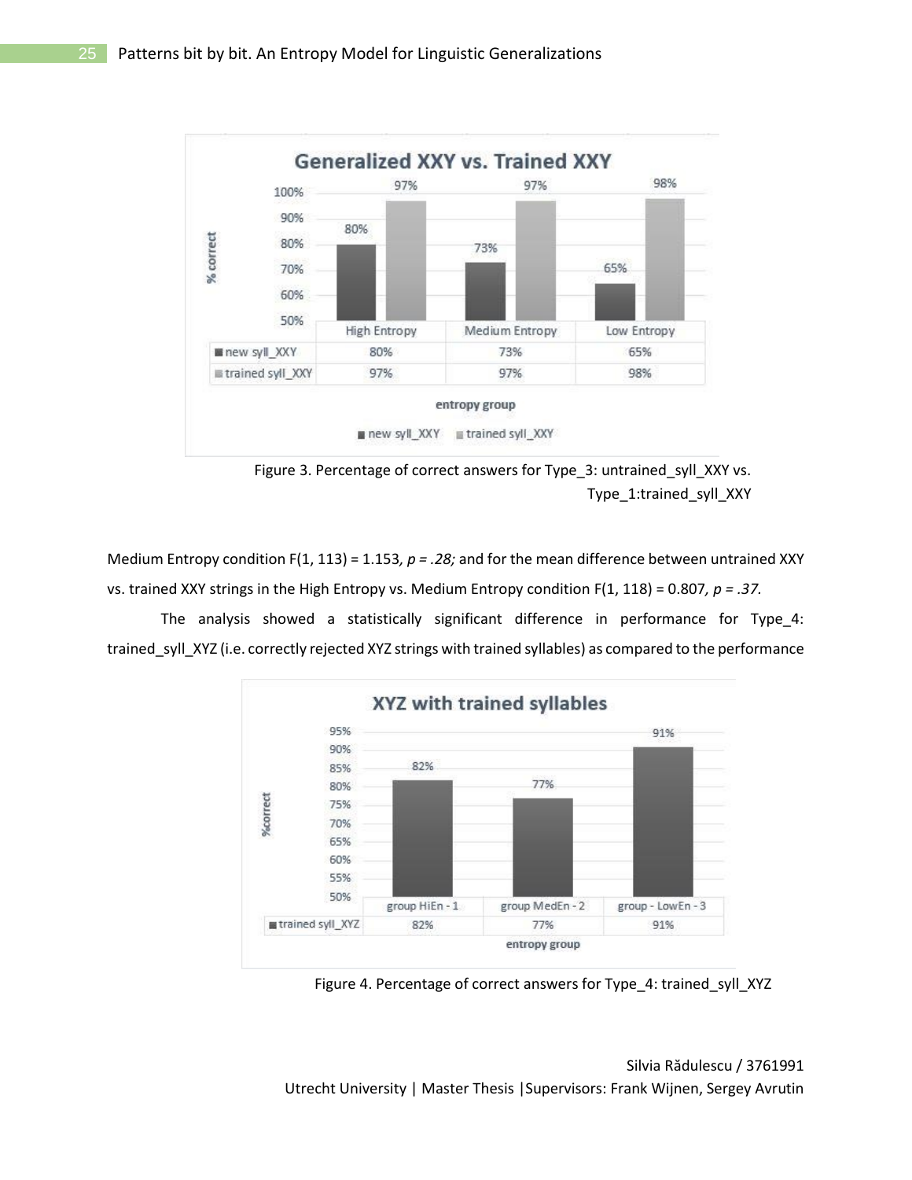**Generalized XXY vs. Trained XXY**

| | High Entropy | Medium Entropy | Low Entropy |
|---|---|---|---|
| new syll_XXY | 80% | 73% | 65% |
| trained syll_XXY | 97% | 97% | 98% |

Figure 3. Percentage of correct answers for Type_3: untrained_syll_XXY vs. Type_1:trained_syll_XXY

Medium Entropy condition F(1, 113) = 1.153, *p = .28;* and for the mean difference between untrained XXY vs. trained XXY strings in the High Entropy vs. Medium Entropy condition F(1, 118) = 0.807, *p = .37.*

The analysis showed a statistically significant difference in performance for Type_4: trained_syll_XYZ (i.e. correctly rejected XYZ strings with trained syllables) as compared to the performance

**XYZ with trained syllables**

| | group HiEn - 1 | group MedEn - 2 | group - LowEn - 3 |
|---|---|---|---|
| trained syll_XYZ | 82% | 77% | 91% |

Figure 4. Percentage of correct answers for Type_4: trained_syll_XYZ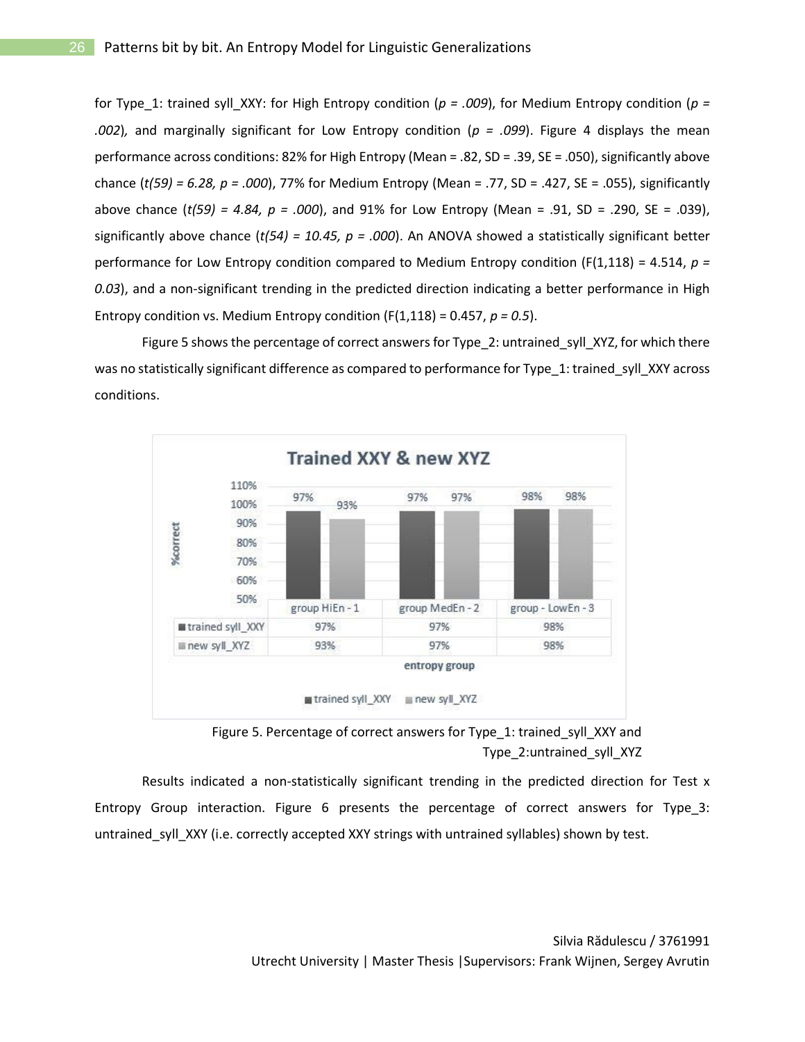for Type_1: trained syll_XXY: for High Entropy condition ($p = .009$), for Medium Entropy condition ($p = .002$), and marginally significant for Low Entropy condition ($p = .099$). Figure 4 displays the mean performance across conditions: 82% for High Entropy (Mean = .82, SD = .39, SE = .050), significantly above chance ($t(59) = 6.28$, $p = .000$), 77% for Medium Entropy (Mean = .77, SD = .427, SE = .055), significantly above chance ($t(59) = 4.84$, $p = .000$), and 91% for Low Entropy (Mean = .91, SD = .290, SE = .039), significantly above chance ($t(54) = 10.45$, $p = .000$). An ANOVA showed a statistically significant better performance for Low Entropy condition compared to Medium Entropy condition ($F(1,118) = 4.514$, $p = 0.03$), and a non-significant trending in the predicted direction indicating a better performance in High Entropy condition vs. Medium Entropy condition ($F(1,118) = 0.457$, $p = 0.5$).

Figure 5 shows the percentage of correct answers for Type_2: untrained_syll_XYZ, for which there was no statistically significant difference as compared to performance for Type_1: trained_syll_XXY across conditions.

**Trained XXY & new XYZ**

| | group HiEn - 1 | group MedEn - 2 | group - LowEn - 3 |
|---|---|---|---|
| trained syll_XXY | 97% | 97% | 98% |
| new syll_XYZ | 93% | 97% | 98% |

Figure 5. Percentage of correct answers for Type_1: trained_syll_XXY and Type_2:untrained_syll_XYZ

Results indicated a non-statistically significant trending in the predicted direction for Test x Entropy Group interaction. Figure 6 presents the percentage of correct answers for Type_3: untrained_syll_XXY (i.e. correctly accepted XXY strings with untrained syllables) shown by test.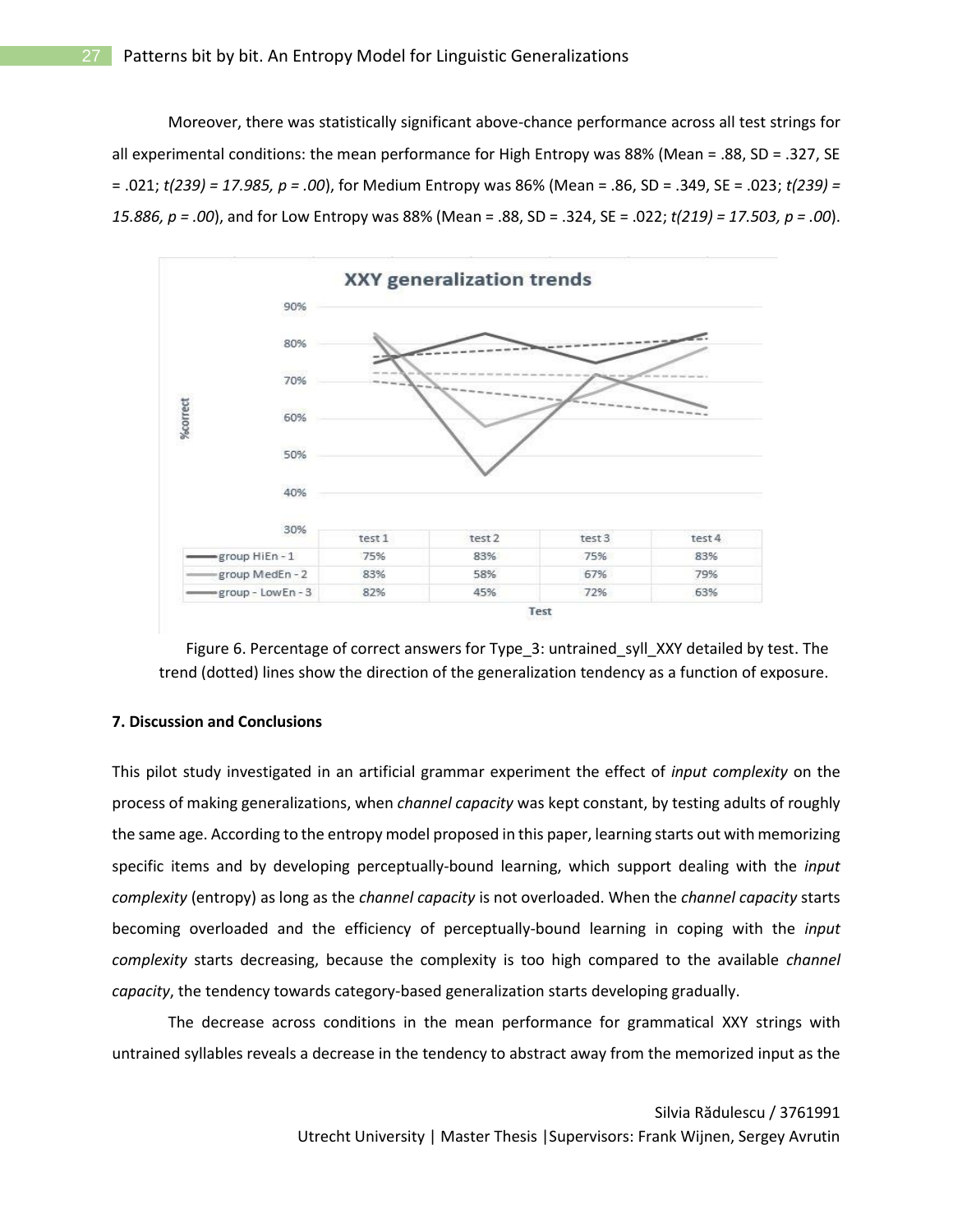Moreover, there was statistically significant above-chance performance across all test strings for all experimental conditions: the mean performance for High Entropy was 88% (Mean = .88, SD = .327, SE = .021; *t(239) = 17.985, p = .00*), for Medium Entropy was 86% (Mean = .86, SD = .349, SE = .023; *t(239) = 15.886, p = .00*), and for Low Entropy was 88% (Mean = .88, SD = .324, SE = .022; *t(219) = 17.503, p = .00*).

**XXY generalization trends**

| | test 1 | test 2 | test 3 | test 4 |
|---|---|---|---|---|
| group HiEn - 1 | 75% | 83% | 75% | 83% |
| group MedEn - 2 | 83% | 58% | 67% | 79% |
| group - LowEn - 3 | 82% | 45% | 72% | 63% |

Figure 6. Percentage of correct answers for Type_3: untrained_syll_XXY detailed by test. The trend (dotted) lines show the direction of the generalization tendency as a function of exposure.

**7. Discussion and Conclusions**

This pilot study investigated in an artificial grammar experiment the effect of *input complexity* on the process of making generalizations, when *channel capacity* was kept constant, by testing adults of roughly the same age. According to the entropy model proposed in this paper, learning starts out with memorizing specific items and by developing perceptually-bound learning, which support dealing with the *input complexity* (entropy) as long as the *channel capacity* is not overloaded. When the *channel capacity* starts becoming overloaded and the efficiency of perceptually-bound learning in coping with the *input complexity* starts decreasing, because the complexity is too high compared to the available *channel capacity*, the tendency towards category-based generalization starts developing gradually.

The decrease across conditions in the mean performance for grammatical XXY strings with untrained syllables reveals a decrease in the tendency to abstract away from the memorized input as the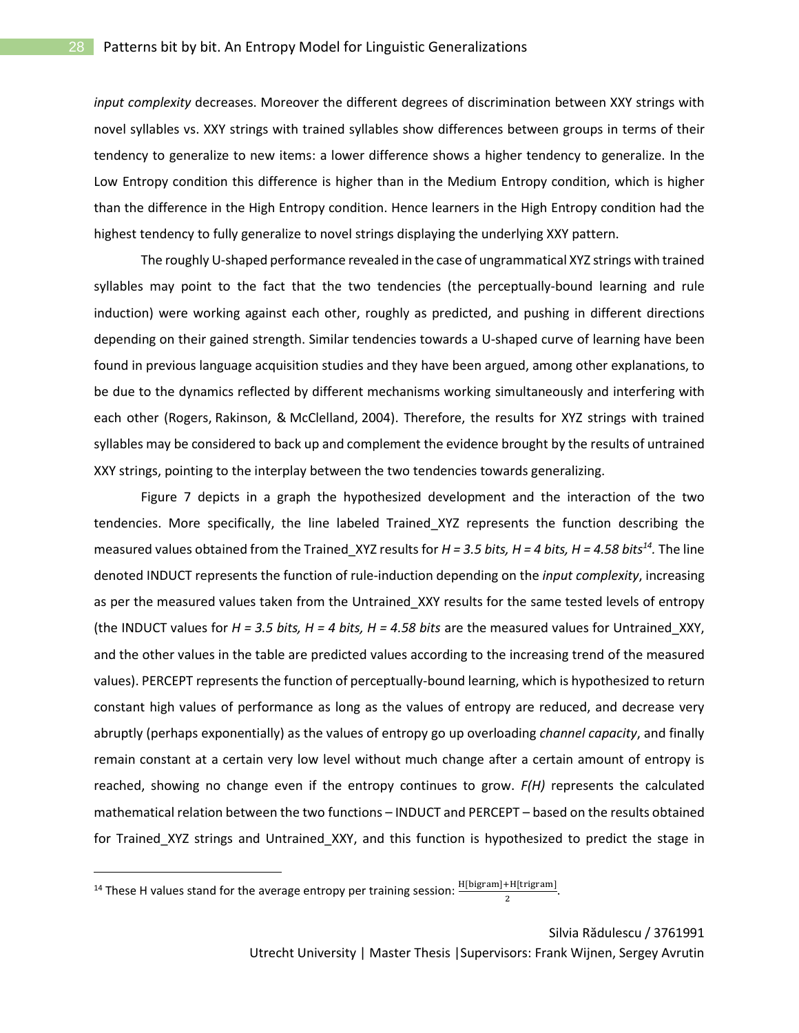*input complexity* decreases. Moreover the different degrees of discrimination between XXY strings with novel syllables vs. XXY strings with trained syllables show differences between groups in terms of their tendency to generalize to new items: a lower difference shows a higher tendency to generalize. In the Low Entropy condition this difference is higher than in the Medium Entropy condition, which is higher than the difference in the High Entropy condition. Hence learners in the High Entropy condition had the highest tendency to fully generalize to novel strings displaying the underlying XXY pattern.

The roughly U-shaped performance revealed in the case of ungrammatical XYZ strings with trained syllables may point to the fact that the two tendencies (the perceptually-bound learning and rule induction) were working against each other, roughly as predicted, and pushing in different directions depending on their gained strength. Similar tendencies towards a U-shaped curve of learning have been found in previous language acquisition studies and they have been argued, among other explanations, to be due to the dynamics reflected by different mechanisms working simultaneously and interfering with each other (Rogers, Rakinson, & McClelland, 2004). Therefore, the results for XYZ strings with trained syllables may be considered to back up and complement the evidence brought by the results of untrained XXY strings, pointing to the interplay between the two tendencies towards generalizing.

Figure 7 depicts in a graph the hypothesized development and the interaction of the two tendencies. More specifically, the line labeled Trained_XYZ represents the function describing the measured values obtained from the Trained_XYZ results for *H = 3.5 bits, H = 4 bits, H = 4.58 bits*[14]. The line denoted INDUCT represents the function of rule-induction depending on the *input complexity*, increasing as per the measured values taken from the Untrained_XXY results for the same tested levels of entropy (the INDUCT values for *H = 3.5 bits, H = 4 bits, H = 4.58 bits* are the measured values for Untrained_XXY, and the other values in the table are predicted values according to the increasing trend of the measured values). PERCEPT represents the function of perceptually-bound learning, which is hypothesized to return constant high values of performance as long as the values of entropy are reduced, and decrease very abruptly (perhaps exponentially) as the values of entropy go up overloading *channel capacity*, and finally remain constant at a certain very low level without much change after a certain amount of entropy is reached, showing no change even if the entropy continues to grow. *F(H)* represents the calculated mathematical relation between the two functions – INDUCT and PERCEPT – based on the results obtained for Trained_XYZ strings and Untrained_XXY, and this function is hypothesized to predict the stage in

---

[14] These H values stand for the average entropy per training session: $\frac{\mathrm{H[bigram]+H[trigram]}}{2}$.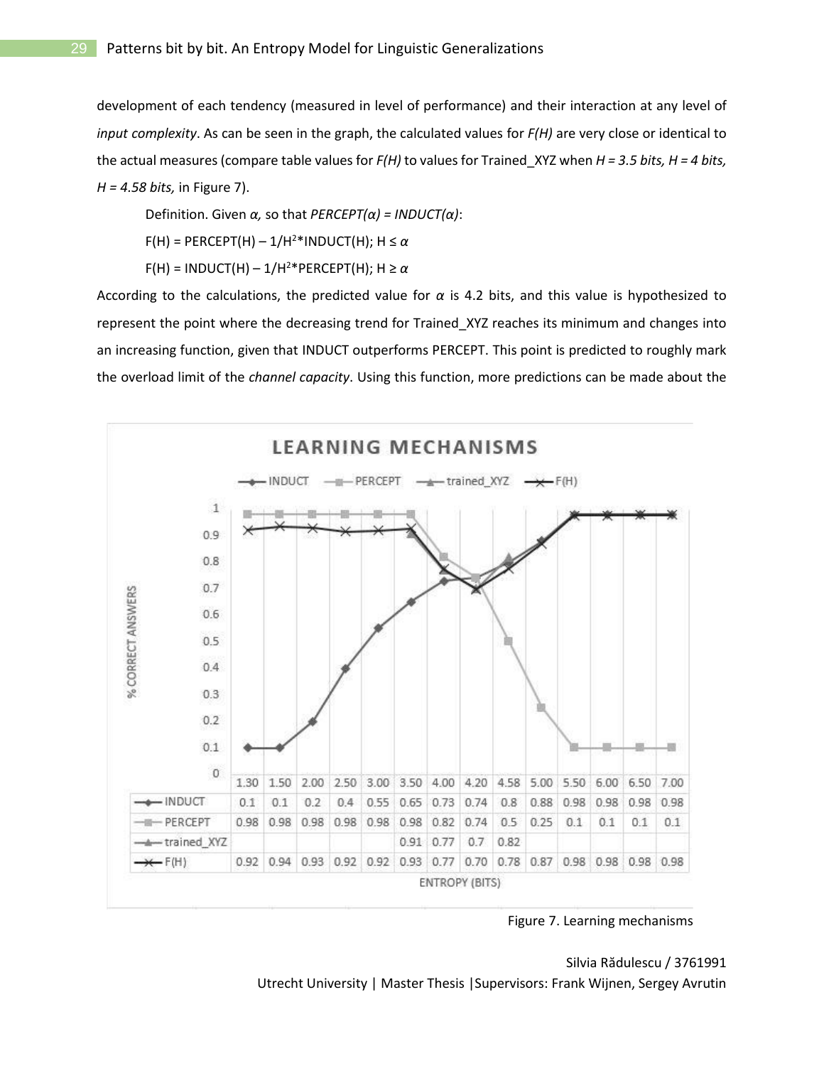development of each tendency (measured in level of performance) and their interaction at any level of *input complexity*. As can be seen in the graph, the calculated values for *F(H)* are very close or identical to the actual measures (compare table values for *F(H)* to values for Trained_XYZ when *H = 3.5 bits, H = 4 bits, H = 4.58 bits,* in Figure 7).

Definition. Given $\alpha$, so that $PERCEPT(\alpha) = INDUCT(\alpha)$:

$F(H) = PERCEPT(H) - 1/H^2 * INDUCT(H); H \leq \alpha$

$F(H) = INDUCT(H) - 1/H^2 * PERCEPT(H); H \geq \alpha$

According to the calculations, the predicted value for $\alpha$ is 4.2 bits, and this value is hypothesized to represent the point where the decreasing trend for Trained_XYZ reaches its minimum and changes into an increasing function, given that INDUCT outperforms PERCEPT. This point is predicted to roughly mark the overload limit of the *channel capacity*. Using this function, more predictions can be made about the

**LEARNING MECHANISMS**

| ENTROPY (BITS) | 1.30 | 1.50 | 2.00 | 2.50 | 3.00 | 3.50 | 4.00 | 4.20 | 4.58 | 5.00 | 5.50 | 6.00 | 6.50 | 7.00 |
|---|---|---|---|---|---|---|---|---|---|---|---|---|---|---|
| INDUCT | 0.1 | 0.1 | 0.2 | 0.4 | 0.55 | 0.65 | 0.73 | 0.74 | 0.8 | 0.88 | 0.98 | 0.98 | 0.98 | 0.98 |
| PERCEPT | 0.98 | 0.98 | 0.98 | 0.98 | 0.98 | 0.98 | 0.82 | 0.74 | 0.5 | 0.25 | 0.1 | 0.1 | 0.1 | 0.1 |
| trained_XYZ | | | | | | 0.91 | 0.77 | 0.7 | 0.82 | | | | | |
| F(H) | 0.92 | 0.94 | 0.93 | 0.92 | 0.92 | 0.93 | 0.77 | 0.70 | 0.78 | 0.87 | 0.98 | 0.98 | 0.98 | 0.98 |

Figure 7. Learning mechanisms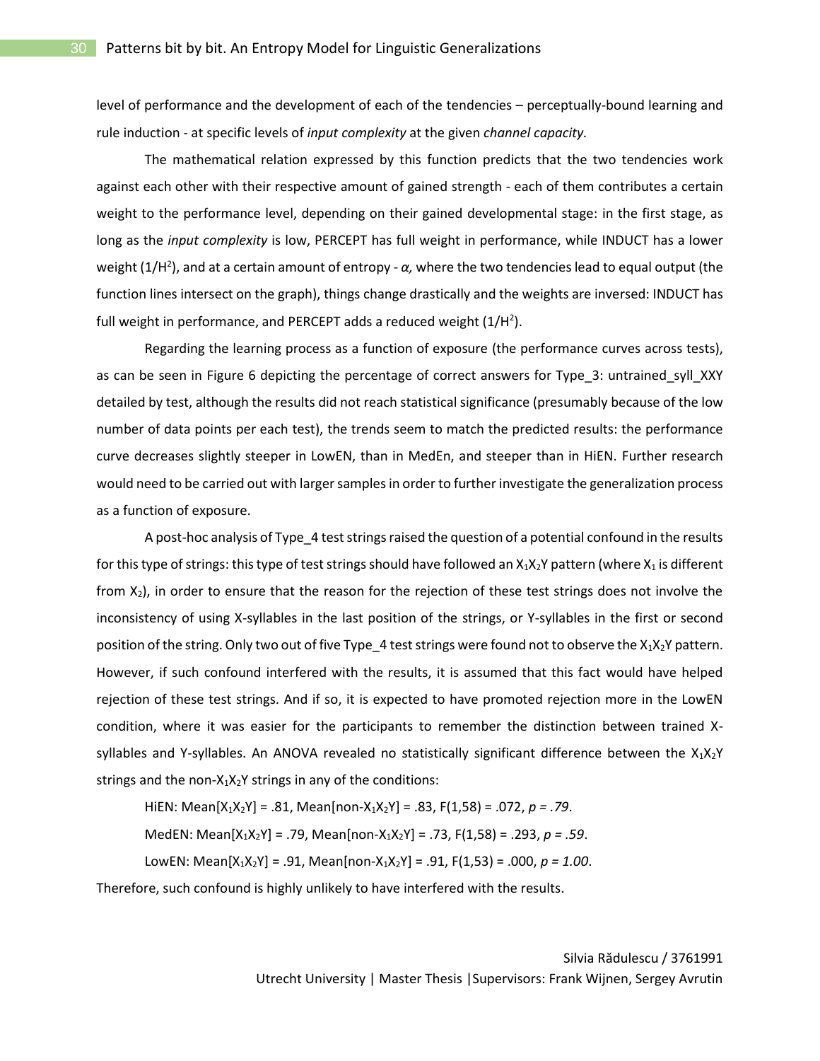level of performance and the development of each of the tendencies – perceptually-bound learning and rule induction - at specific levels of *input complexity* at the given *channel capacity.*

The mathematical relation expressed by this function predicts that the two tendencies work against each other with their respective amount of gained strength - each of them contributes a certain weight to the performance level, depending on their gained developmental stage: in the first stage, as long as the *input complexity* is low, PERCEPT has full weight in performance, while INDUCT has a lower weight ($1/H^2$), and at a certain amount of entropy - *α,* where the two tendencies lead to equal output (the function lines intersect on the graph), things change drastically and the weights are inversed: INDUCT has full weight in performance, and PERCEPT adds a reduced weight ($1/H^2$).

Regarding the learning process as a function of exposure (the performance curves across tests), as can be seen in Figure 6 depicting the percentage of correct answers for Type_3: untrained_syll_XXY detailed by test, although the results did not reach statistical significance (presumably because of the low number of data points per each test), the trends seem to match the predicted results: the performance curve decreases slightly steeper in LowEN, than in MedEn, and steeper than in HiEN. Further research would need to be carried out with larger samples in order to further investigate the generalization process as a function of exposure.

A post-hoc analysis of Type_4 test strings raised the question of a potential confound in the results for this type of strings: this type of test strings should have followed an $X_1X_2Y$ pattern (where $X_1$ is different from $X_2$), in order to ensure that the reason for the rejection of these test strings does not involve the inconsistency of using X-syllables in the last position of the strings, or Y-syllables in the first or second position of the string. Only two out of five Type_4 test strings were found not to observe the $X_1X_2Y$ pattern. However, if such confound interfered with the results, it is assumed that this fact would have helped rejection of these test strings. And if so, it is expected to have promoted rejection more in the LowEN condition, where it was easier for the participants to remember the distinction between trained X-syllables and Y-syllables. An ANOVA revealed no statistically significant difference between the $X_1X_2Y$ strings and the non-$X_1X_2Y$ strings in any of the conditions:

HiEN: Mean[$X_1X_2Y$] = .81, Mean[non-$X_1X_2Y$] = .83, $F(1,58) = .072$, *p = .79*.

MedEN: Mean[$X_1X_2Y$] = .79, Mean[non-$X_1X_2Y$] = .73, $F(1,58) = .293$, *p = .59*.

LowEN: Mean[$X_1X_2Y$] = .91, Mean[non-$X_1X_2Y$] = .91, $F(1,53) = .000$, *p = 1.00*.

Therefore, such confound is highly unlikely to have interfered with the results.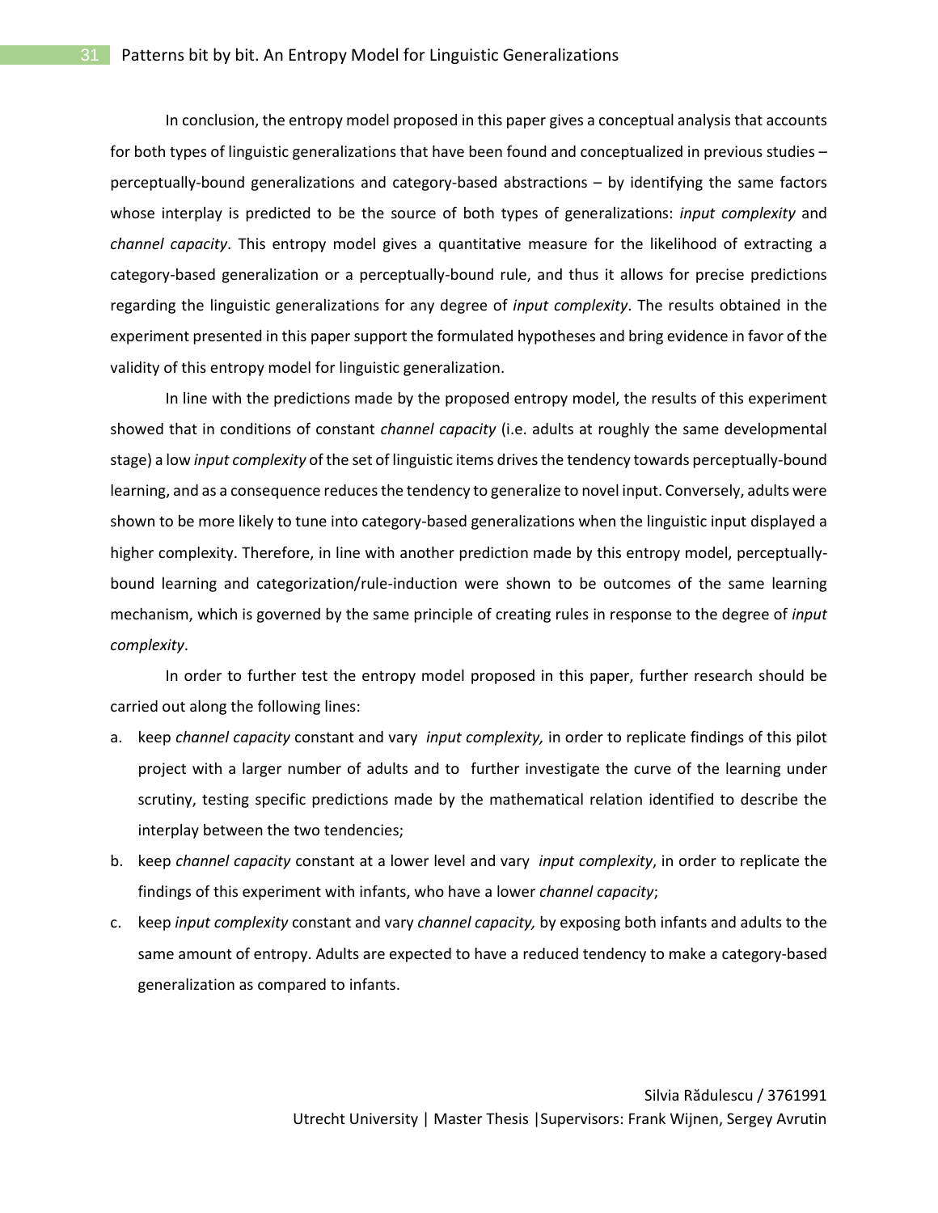In conclusion, the entropy model proposed in this paper gives a conceptual analysis that accounts for both types of linguistic generalizations that have been found and conceptualized in previous studies – perceptually-bound generalizations and category-based abstractions – by identifying the same factors whose interplay is predicted to be the source of both types of generalizations: *input complexity* and *channel capacity*. This entropy model gives a quantitative measure for the likelihood of extracting a category-based generalization or a perceptually-bound rule, and thus it allows for precise predictions regarding the linguistic generalizations for any degree of *input complexity*. The results obtained in the experiment presented in this paper support the formulated hypotheses and bring evidence in favor of the validity of this entropy model for linguistic generalization.

In line with the predictions made by the proposed entropy model, the results of this experiment showed that in conditions of constant *channel capacity* (i.e. adults at roughly the same developmental stage) a low *input complexity* of the set of linguistic items drives the tendency towards perceptually-bound learning, and as a consequence reduces the tendency to generalize to novel input. Conversely, adults were shown to be more likely to tune into category-based generalizations when the linguistic input displayed a higher complexity. Therefore, in line with another prediction made by this entropy model, perceptually-bound learning and categorization/rule-induction were shown to be outcomes of the same learning mechanism, which is governed by the same principle of creating rules in response to the degree of *input complexity*.

In order to further test the entropy model proposed in this paper, further research should be carried out along the following lines:

a. keep *channel capacity* constant and vary *input complexity,* in order to replicate findings of this pilot project with a larger number of adults and to further investigate the curve of the learning under scrutiny, testing specific predictions made by the mathematical relation identified to describe the interplay between the two tendencies;
b. keep *channel capacity* constant at a lower level and vary *input complexity*, in order to replicate the findings of this experiment with infants, who have a lower *channel capacity*;
c. keep *input complexity* constant and vary *channel capacity,* by exposing both infants and adults to the same amount of entropy. Adults are expected to have a reduced tendency to make a category-based generalization as compared to infants.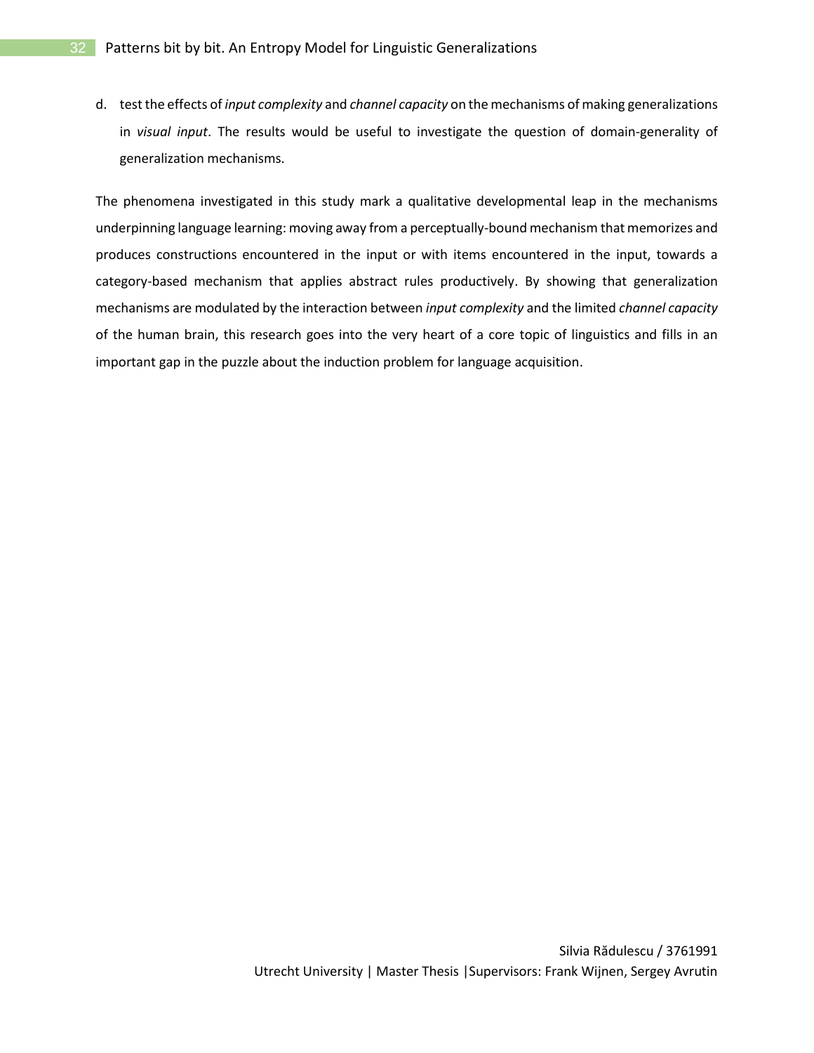d. test the effects of *input complexity* and *channel capacity* on the mechanisms of making generalizations in *visual input*. The results would be useful to investigate the question of domain-generality of generalization mechanisms.

The phenomena investigated in this study mark a qualitative developmental leap in the mechanisms underpinning language learning: moving away from a perceptually-bound mechanism that memorizes and produces constructions encountered in the input or with items encountered in the input, towards a category-based mechanism that applies abstract rules productively. By showing that generalization mechanisms are modulated by the interaction between *input complexity* and the limited *channel capacity* of the human brain, this research goes into the very heart of a core topic of linguistics and fills in an important gap in the puzzle about the induction problem for language acquisition.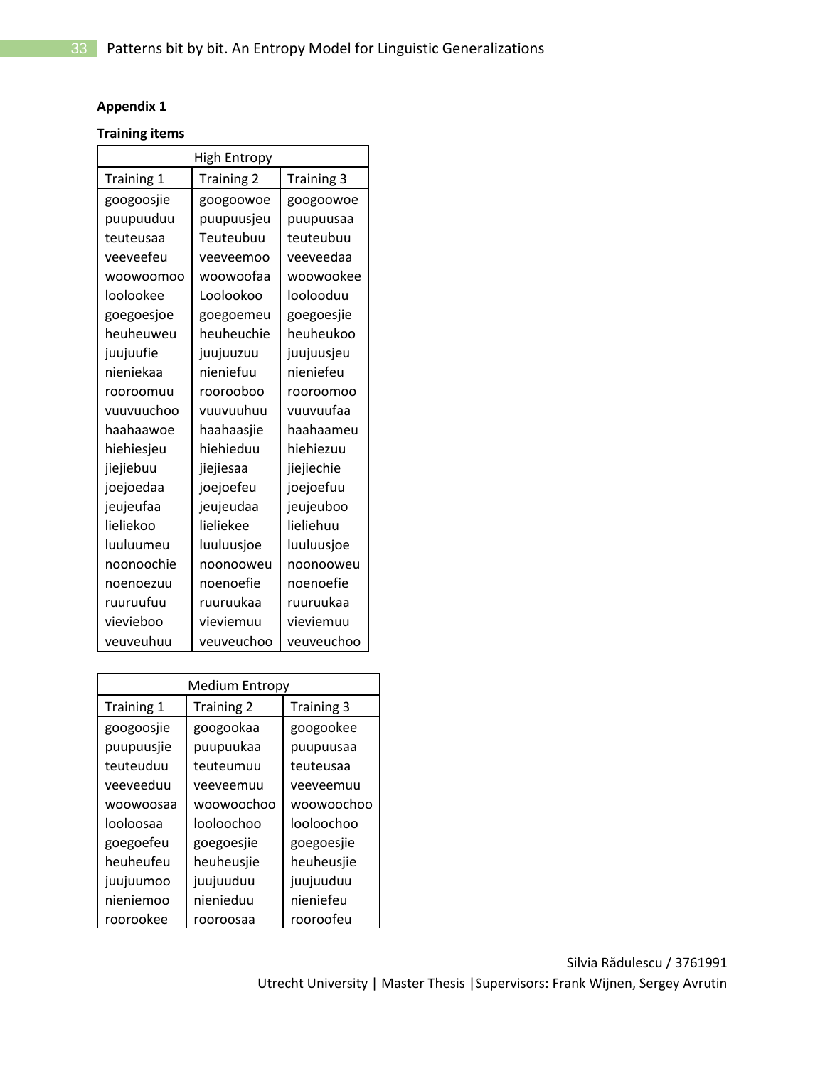**Appendix 1**

**Training items**

| High Entropy | | |
|---|---|---|
| Training 1 | Training 2 | Training 3 |
| googoosjie | googoowoe | googoowoe |
| puupuuduu | puupuusjeu | puupuusaa |
| teuteusaa | Teuteubuu | teuteubuu |
| veeveefeu | veeveemoo | veeveedaa |
| woowoomoo | woowoofaa | woowookee |
| loolookee | Loolookoo | loolooduu |
| goegoesjoe | goegoemeu | goegoesjie |
| heuheuweu | heuheuchie | heuheukoo |
| juujuufie | juujuuzuu | juujuusjeu |
| nieniekaa | nieniefuu | nieniefeu |
| rooroomuu | roorooboo | rooroomoo |
| vuuvuuchoo | vuuvuuhuu | vuuvuufaa |
| haahaawoe | haahaasjie | haahaameu |
| hiehiesjeu | hiehieduu | hiehiezuu |
| jiejiebuu | jiejiesaa | jiejiechie |
| joejoedaa | joejoefeu | joejoefuu |
| jeujeufaa | jeujeudaa | jeujeuboo |
| lieliekoo | lieliekee | lieliehuu |
| luuluumeu | luuluusjoe | luuluusjoe |
| noonoochie | noonooweu | noonooweu |
| noenoezuu | noenoefie | noenoefie |
| ruuruufuu | ruuruukaa | ruuruukaa |
| vievieboo | vieviemuu | vieviemuu |
| veuveuhuu | veuveuchoo | veuveuchoo |

| Medium Entropy | | |
|---|---|---|
| Training 1 | Training 2 | Training 3 |
| googoosjie | googookaa | googookee |
| puupuusjie | puupuukaa | puupuusaa |
| teuteuduu | teuteumuu | teuteusaa |
| veeveeduu | veeveemuu | veeveemuu |
| woowoosaa | woowoochoo | woowoochoo |
| looloosaa | looloochoo | looloochoo |
| goegoefeu | goegoesjie | goegoesjie |
| heuheufeu | heuheusjie | heuheusjie |
| juujuumoo | juujuuduu | juujuuduu |
| nieniemoo | nienieduu | nieniefeu |
| roorookee | rooroosaa | rooroofeu |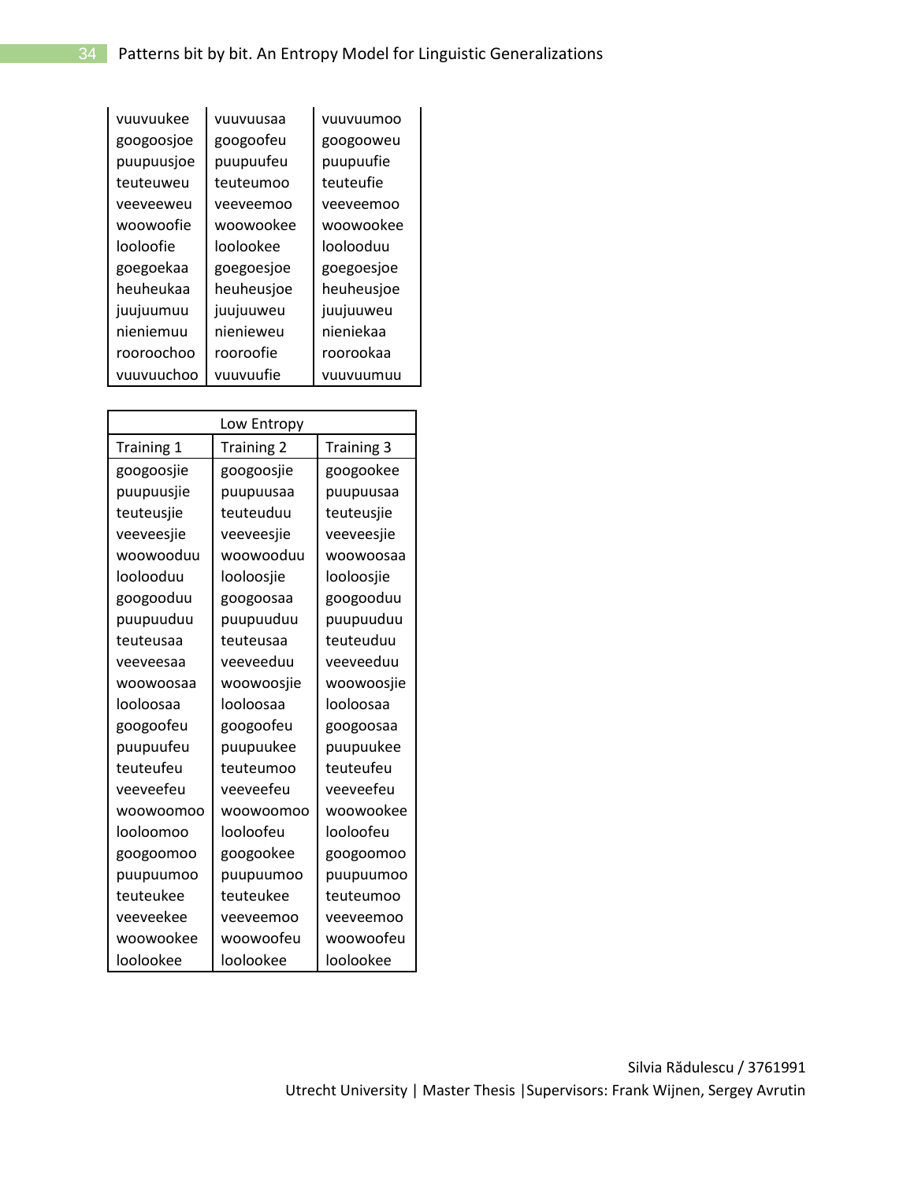| | | |
|---|---|---|
| vuuvuukee | vuuvuusaa | vuuvuumoo |
| googoosjoe | googoofeu | googooweu |
| puupuusjoe | puupuufeu | puupuufie |
| teuteuweu | teuteumoo | teuteufie |
| veeveeweu | veeveemoo | veeveemoo |
| woowoofie | woowookee | woowookee |
| looloofie | loolookee | loolooduu |
| goegoekaa | goegoesjoe | goegoesjoe |
| heuheukaa | heuheusjoe | heuheusjoe |
| juujuumuu | juujuuweu | juujuuweu |
| nieniemuu | nienieweu | nieniekaa |
| rooroochoo | rooroofie | roorookaa |
| vuuvuuchoo | vuuvuufie | vuuvuumuu |

| Low Entropy | | |
|---|---|---|
| Training 1 | Training 2 | Training 3 |
| googoosjie | googoosjie | googookee |
| puupuusjie | puupuusaa | puupuusaa |
| teuteusjie | teuteuduu | teuteusjie |
| veeveesjie | veeveesjie | veeveesjie |
| woowooduu | woowooduu | woowoosaa |
| loolooduu | looloosjie | looloosjie |
| googooduu | googoosaa | googooduu |
| puupuuduu | puupuuduu | puupuuduu |
| teuteusaa | teuteusaa | teuteuduu |
| veeveesaa | veeveeduu | veeveeduu |
| woowoosaa | woowoosjie | woowoosjie |
| looloosaa | looloosaa | looloosaa |
| googoofeu | googoofeu | googoosaa |
| puupuufeu | puupuukee | puupuukee |
| teuteufeu | teuteumoo | teuteufeu |
| veeveefeu | veeveefeu | veeveefeu |
| woowoomoo | woowoomoo | woowookee |
| looloomoo | looloofeu | looloofeu |
| googoomoo | googookee | googoomoo |
| puupuumoo | puupuumoo | puupuumoo |
| teuteukee | teuteukee | teuteumoo |
| veeveekee | veeveemoo | veeveemoo |
| woowookee | woowoofeu | woowoofeu |
| loolookee | loolookee | loolookee |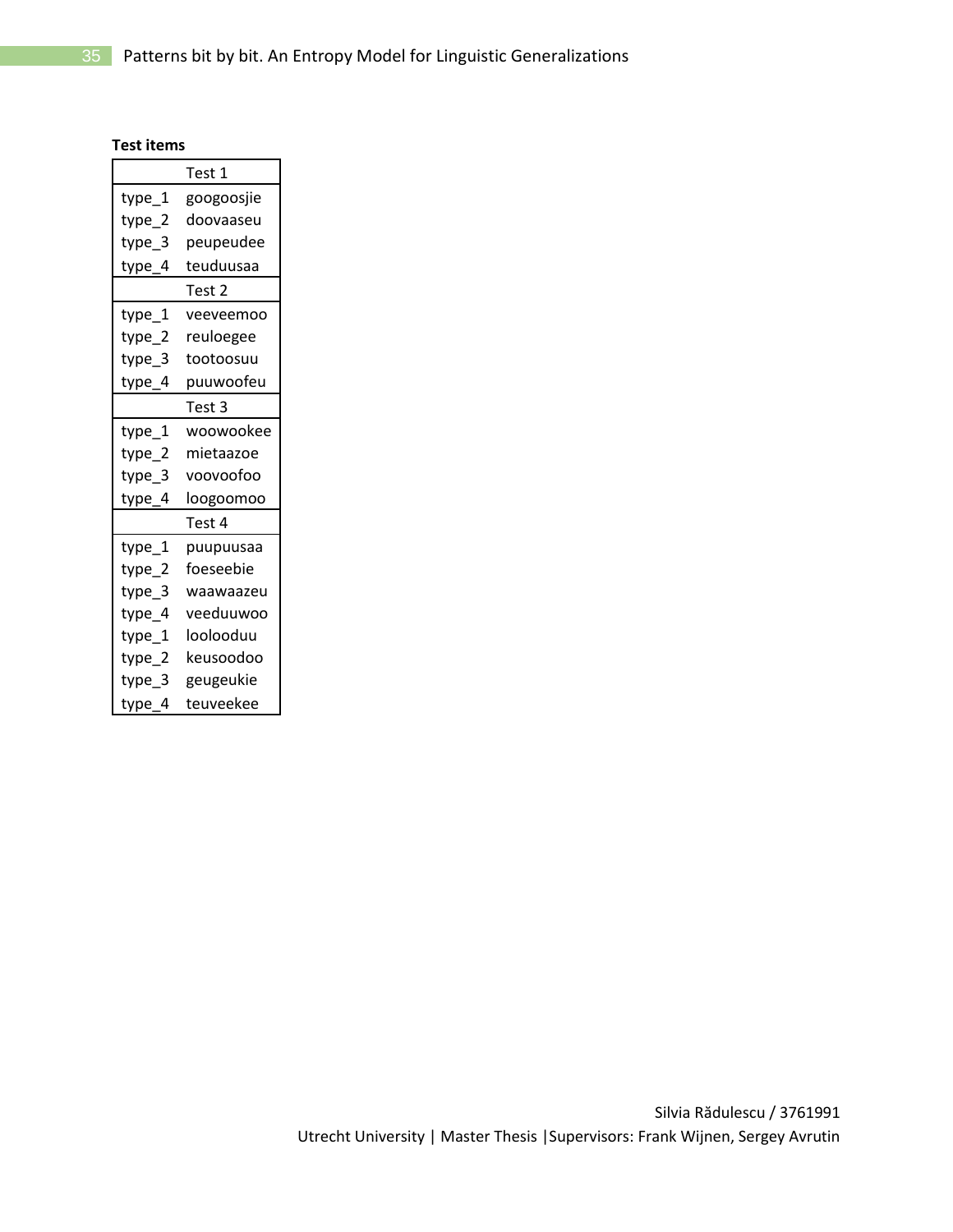**Test items**

| | Test 1 |
|---|---|
| type_1 | googoosjie |
| type_2 | doovaaseu |
| type_3 | peupeudee |
| type_4 | teuduusaa |
| | **Test 2** |
| type_1 | veeveemoo |
| type_2 | reuloegee |
| type_3 | tootoosuu |
| type_4 | puuwoofeu |
| | **Test 3** |
| type_1 | woowookee |
| type_2 | mietaazoe |
| type_3 | voovoofoo |
| type_4 | loogoomoo |
| | **Test 4** |
| type_1 | puupuusaa |
| type_2 | foeseebie |
| type_3 | waawaazeu |
| type_4 | veeduuwoo |
| type_1 | loolooduu |
| type_2 | keusoodoo |
| type_3 | geugeukie |
| type_4 | teuveekee |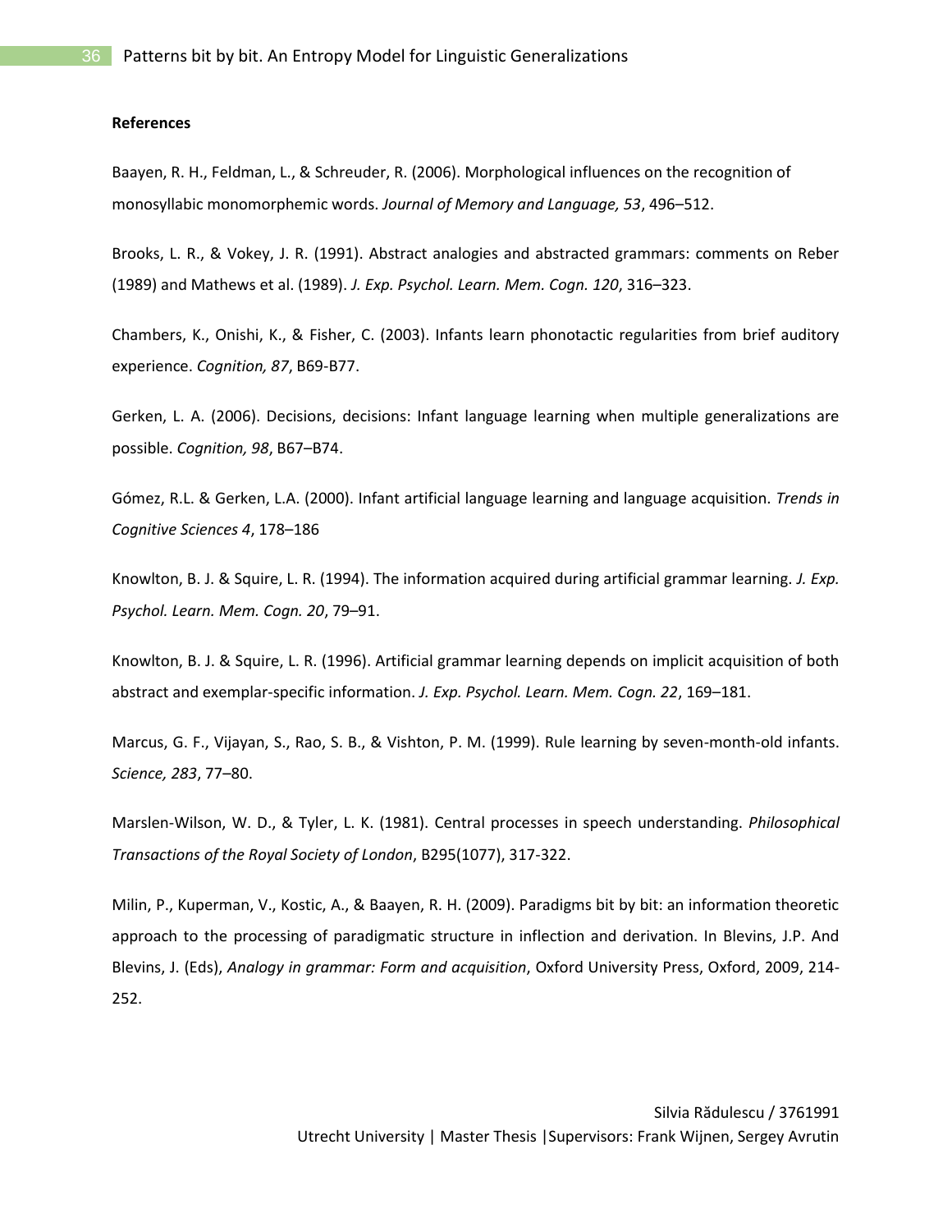**References**

Baayen, R. H., Feldman, L., & Schreuder, R. (2006). Morphological influences on the recognition of monosyllabic monomorphemic words. *Journal of Memory and Language, 53*, 496–512.

Brooks, L. R., & Vokey, J. R. (1991). Abstract analogies and abstracted grammars: comments on Reber (1989) and Mathews et al. (1989). *J. Exp. Psychol. Learn. Mem. Cogn. 120*, 316–323.

Chambers, K., Onishi, K., & Fisher, C. (2003). Infants learn phonotactic regularities from brief auditory experience. *Cognition, 87*, B69-B77.

Gerken, L. A. (2006). Decisions, decisions: Infant language learning when multiple generalizations are possible. *Cognition, 98*, B67–B74.

Gómez, R.L. & Gerken, L.A. (2000). Infant artificial language learning and language acquisition. *Trends in Cognitive Sciences 4*, 178–186

Knowlton, B. J. & Squire, L. R. (1994). The information acquired during artificial grammar learning. *J. Exp. Psychol. Learn. Mem. Cogn. 20*, 79–91.

Knowlton, B. J. & Squire, L. R. (1996). Artificial grammar learning depends on implicit acquisition of both abstract and exemplar-specific information. *J. Exp. Psychol. Learn. Mem. Cogn. 22*, 169–181.

Marcus, G. F., Vijayan, S., Rao, S. B., & Vishton, P. M. (1999). Rule learning by seven-month-old infants. *Science, 283*, 77–80.

Marslen-Wilson, W. D., & Tyler, L. K. (1981). Central processes in speech understanding. *Philosophical Transactions of the Royal Society of London*, B295(1077), 317-322.

Milin, P., Kuperman, V., Kostic, A., & Baayen, R. H. (2009). Paradigms bit by bit: an information theoretic approach to the processing of paradigmatic structure in inflection and derivation. In Blevins, J.P. And Blevins, J. (Eds), *Analogy in grammar: Form and acquisition*, Oxford University Press, Oxford, 2009, 214-252.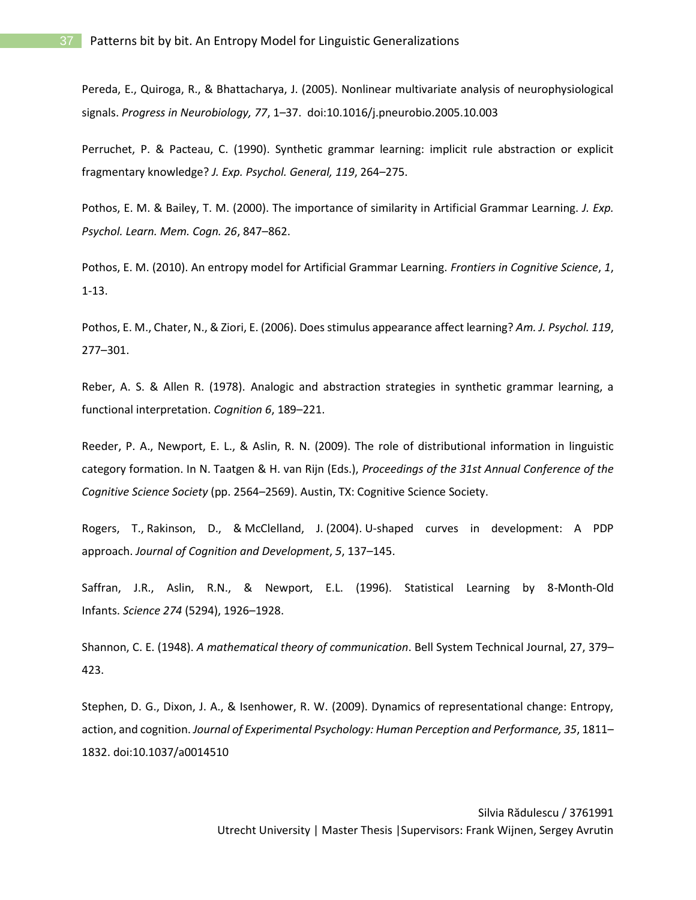Pereda, E., Quiroga, R., & Bhattacharya, J. (2005). Nonlinear multivariate analysis of neurophysiological signals. *Progress in Neurobiology, 77*, 1–37. doi:10.1016/j.pneurobio.2005.10.003

Perruchet, P. & Pacteau, C. (1990). Synthetic grammar learning: implicit rule abstraction or explicit fragmentary knowledge? *J. Exp. Psychol. General, 119*, 264–275.

Pothos, E. M. & Bailey, T. M. (2000). The importance of similarity in Artificial Grammar Learning. *J. Exp. Psychol. Learn. Mem. Cogn. 26*, 847–862.

Pothos, E. M. (2010). An entropy model for Artificial Grammar Learning. *Frontiers in Cognitive Science*, *1*, 1-13.

Pothos, E. M., Chater, N., & Ziori, E. (2006). Does stimulus appearance affect learning? *Am. J. Psychol. 119*, 277–301.

Reber, A. S. & Allen R. (1978). Analogic and abstraction strategies in synthetic grammar learning, a functional interpretation. *Cognition 6*, 189–221.

Reeder, P. A., Newport, E. L., & Aslin, R. N. (2009). The role of distributional information in linguistic category formation. In N. Taatgen & H. van Rijn (Eds.), *Proceedings of the 31st Annual Conference of the Cognitive Science Society* (pp. 2564–2569). Austin, TX: Cognitive Science Society.

Rogers, T., Rakinson, D., & McClelland, J. (2004). U-shaped curves in development: A PDP approach. *Journal of Cognition and Development*, *5*, 137–145.

Saffran, J.R., Aslin, R.N., & Newport, E.L. (1996). Statistical Learning by 8-Month-Old Infants. *Science 274* (5294), 1926–1928.

Shannon, C. E. (1948). *A mathematical theory of communication*. Bell System Technical Journal, 27, 379–423.

Stephen, D. G., Dixon, J. A., & Isenhower, R. W. (2009). Dynamics of representational change: Entropy, action, and cognition. *Journal of Experimental Psychology: Human Perception and Performance, 35*, 1811–1832. doi:10.1037/a0014510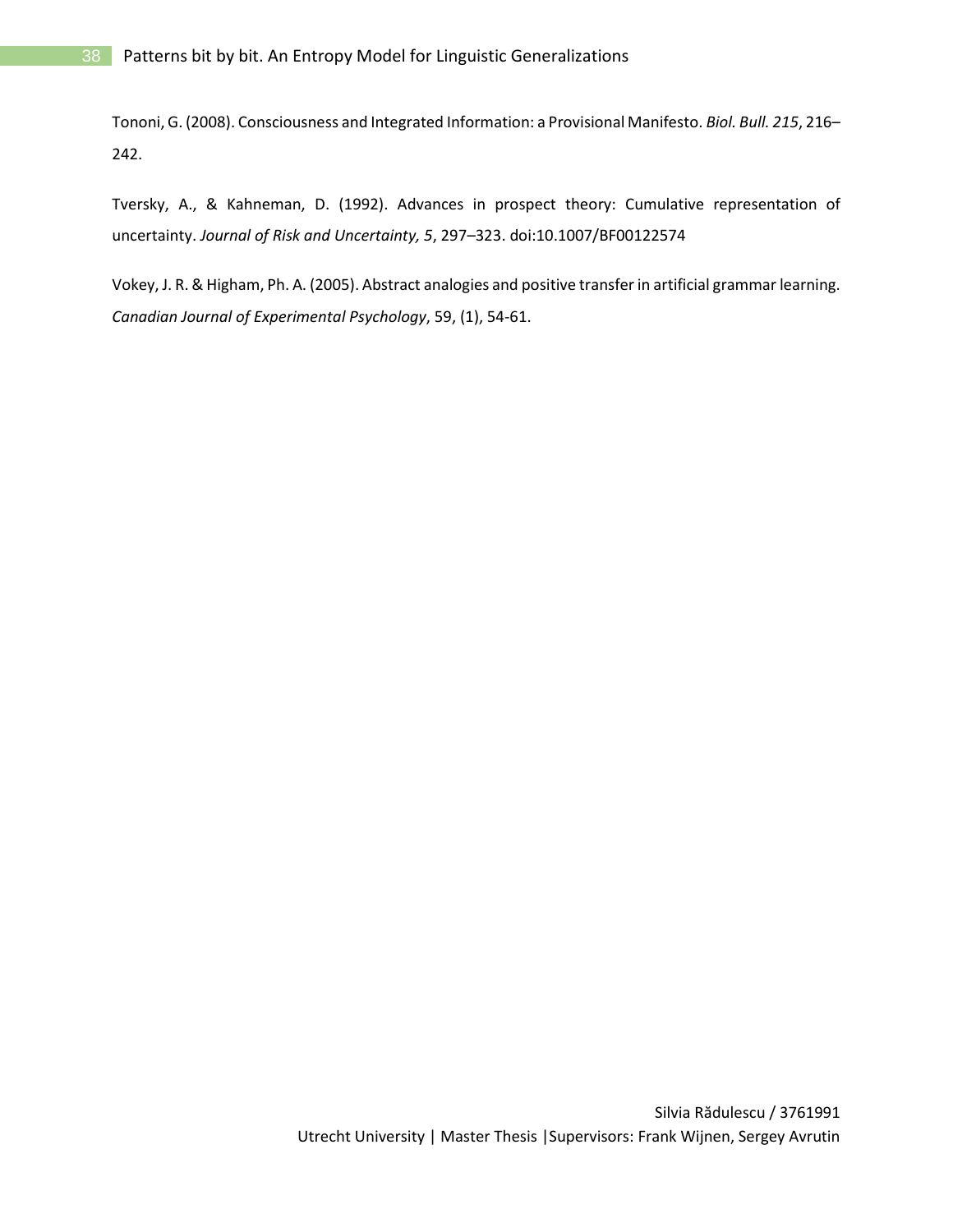Tononi, G. (2008). Consciousness and Integrated Information: a Provisional Manifesto. *Biol. Bull. 215*, 216–242.

Tversky, A., & Kahneman, D. (1992). Advances in prospect theory: Cumulative representation of uncertainty. *Journal of Risk and Uncertainty, 5*, 297–323. doi:10.1007/BF00122574

Vokey, J. R. & Higham, Ph. A. (2005). Abstract analogies and positive transfer in artificial grammar learning. *Canadian Journal of Experimental Psychology*, 59, (1), 54-61.